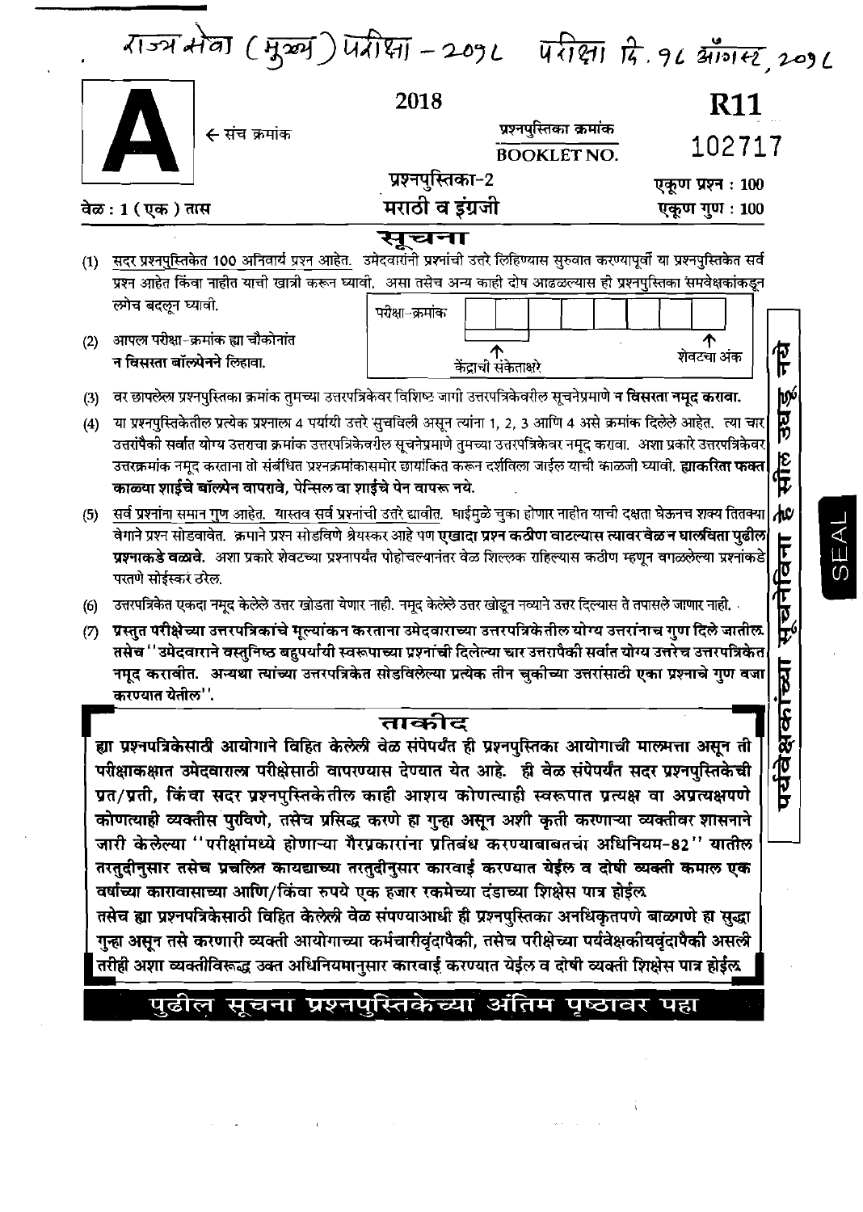राज्य सेवा (मुख्य) परीक्षा – २०१८ परीक्षा दि. १८ ऑगस्ट, २०१८

**A** ← संच क्रमांक

2018

प्रश्नपुस्तिका क्रमांक
BOOKLET NO.

**R11**

102717

प्रश्नपुस्तिका-2
मराठी व इंग्रजी

एकूण प्रश्न : 100
एकूण गुण : 100

वेळ : 1 (एक) तास

# सूचना

(1) सदर प्रश्नपुस्तिकेत 100 अनिवार्य प्रश्न आहेत. उमेदवारांनी प्रश्नांची उत्तरे लिहिण्यास सुरुवात करण्यापूर्वी या प्रश्नपुस्तिकेत सर्व प्रश्न आहेत किंवा नाहीत याची खात्री करून घ्यावी. असा तसेच अन्य काही दोष आढळल्यास ही प्रश्नपुस्तिका समवेक्षकांकडून लगेच बदलून घ्यावी.

(2) आपला परीक्षा-क्रमांक ह्या चौकोनांत न विसरता बॉलपेनने लिहावा.

परीक्षा-क्रमांक

केंद्राची संकेताक्षरे ↑ ↑ शेवटचा अंक

(3) वर छापलेला प्रश्नपुस्तिका क्रमांक तुमच्या उत्तरपत्रिकेवर विशिष्ट जागी उत्तरपत्रिकेवरील सूचनेप्रमाणे **न विसरता नमूद करावा.**

(4) या प्रश्नपुस्तिकेतील प्रत्येक प्रश्नाला 4 पर्यायी उत्तरे सुचविली असून त्यांना 1, 2, 3 आणि 4 असे क्रमांक दिलेले आहेत. त्या चार उत्तरांपैकी सर्वात योग्य उत्तराचा क्रमांक उत्तरपत्रिकेवरील सूचनेप्रमाणे तुमच्या उत्तरपत्रिकेवर नमूद करावा. अशा प्रकारे उत्तरपत्रिकेवर उत्तरक्रमांक नमूद करताना तो संबंधित प्रश्नक्रमांकासमोर छायांकित करून दर्शविला जाईल याची काळजी घ्यावी. **ह्याकरिता फक्त काळ्या शाईचे बॉलपेन वापरावे, पेन्सिल वा शाईचे पेन वापरू नये.**

(5) सर्व प्रश्नांना समान गुण आहेत. यास्तव सर्व प्रश्नांची उत्तरे द्यावीत. घाईमुळे चुका होणार नाहीत याची दक्षता घेऊनच शक्य तितक्या वेगाने प्रश्न सोडवावेत. क्रमाने प्रश्न सोडविणे श्रेयस्कर आहे पण **एखादा प्रश्न कठीण वाटल्यास त्यावर वेळ न घालविता पुढील प्रश्नाकडे वळावे.** अशा प्रकारे शेवटच्या प्रश्नापर्यंत पोहोचल्यानंतर वेळ शिल्लक राहिल्यास कठीण म्हणून वगळलेल्या प्रश्नांकडे परतणे सोईस्कर ठरेल.

(6) उत्तरपत्रिकेत एकदा नमूद केलेले उत्तर खोडता येणार नाही. नमूद केलेले उत्तर खोडून नव्याने उत्तर दिल्यास ते तपासले जाणार नाही.

(7) **प्रस्तुत परीक्षेच्या उत्तरपत्रिकांचे मूल्यांकन करताना उमेदवाराच्या उत्तरपत्रिकेतील योग्य उत्तरांनाच गुण दिले जातील. तसेच "उमेदवाराने वस्तुनिष्ठ बहुपर्यायी स्वरूपाच्या प्रश्नांची दिलेल्या चार उत्तरांपैकी सर्वात योग्य उत्तरेच उत्तरपत्रिकेत नमूद करावीत. अन्यथा त्यांच्या उत्तरपत्रिकेत सोडविलेल्या प्रत्येक तीन चुकीच्या उत्तरांसाठी एका प्रश्नाचे गुण वजा करण्यात येतील".**

## ताकीद

**ह्या प्रश्नपत्रिकेसाठी आयोगाने विहित केलेली वेळ संपेपर्यंत ही प्रश्नपुस्तिका आयोगाची मालमत्ता असून ती परीक्षाकक्षात उमेदवाराला परीक्षेसाठी वापरण्यास देण्यात येत आहे. ही वेळ संपेपर्यंत सदर प्रश्नपुस्तिकेची प्रत/प्रती, किंवा सदर प्रश्नपुस्तिकेतील काही आशय कोणत्याही स्वरूपात प्रत्यक्ष वा अप्रत्यक्षपणे कोणत्याही व्यक्तीस पुरविणे, तसेच प्रसिद्ध करणे हा गुन्हा असून अशी कृती करणाऱ्या व्यक्तीवर शासनाने जारी केलेल्या "परीक्षांमध्ये होणाऱ्या गैरप्रकारांना प्रतिबंध करण्याबाबतचा अधिनियम-82" यातील तरतुदीनुसार तसेच प्रचलित कायद्याच्या तरतुदीनुसार कारवाई करण्यात येईल व दोषी व्यक्ती कमाल एक वर्षाच्या कारावासाच्या आणि/किंवा रुपये एक हजार रकमेच्या दंडाच्या शिक्षेस पात्र होईल.**

**तसेच ह्या प्रश्नपत्रिकेसाठी विहित केलेली वेळ संपण्याआधी ही प्रश्नपुस्तिका अनधिकृतपणे बाळगणे हा सुद्धा गुन्हा असून तसे करणारी व्यक्ती आयोगाच्या कर्मचारीवृंदापैकी, तसेच परीक्षेच्या पर्यवेक्षकीयवृंदापैकी असली तरीही अशा व्यक्तीविरूद्ध उक्त अधिनियमानुसार कारवाई करण्यात येईल व दोषी व्यक्ती शिक्षेस पात्र होईल.**

पर्यवेक्षकांच्या सूचनेविना हे सील उघडू नये

SEAL

**पुढील सूचना प्रश्नपुस्तिकेच्या अंतिम पृष्ठावर पहा**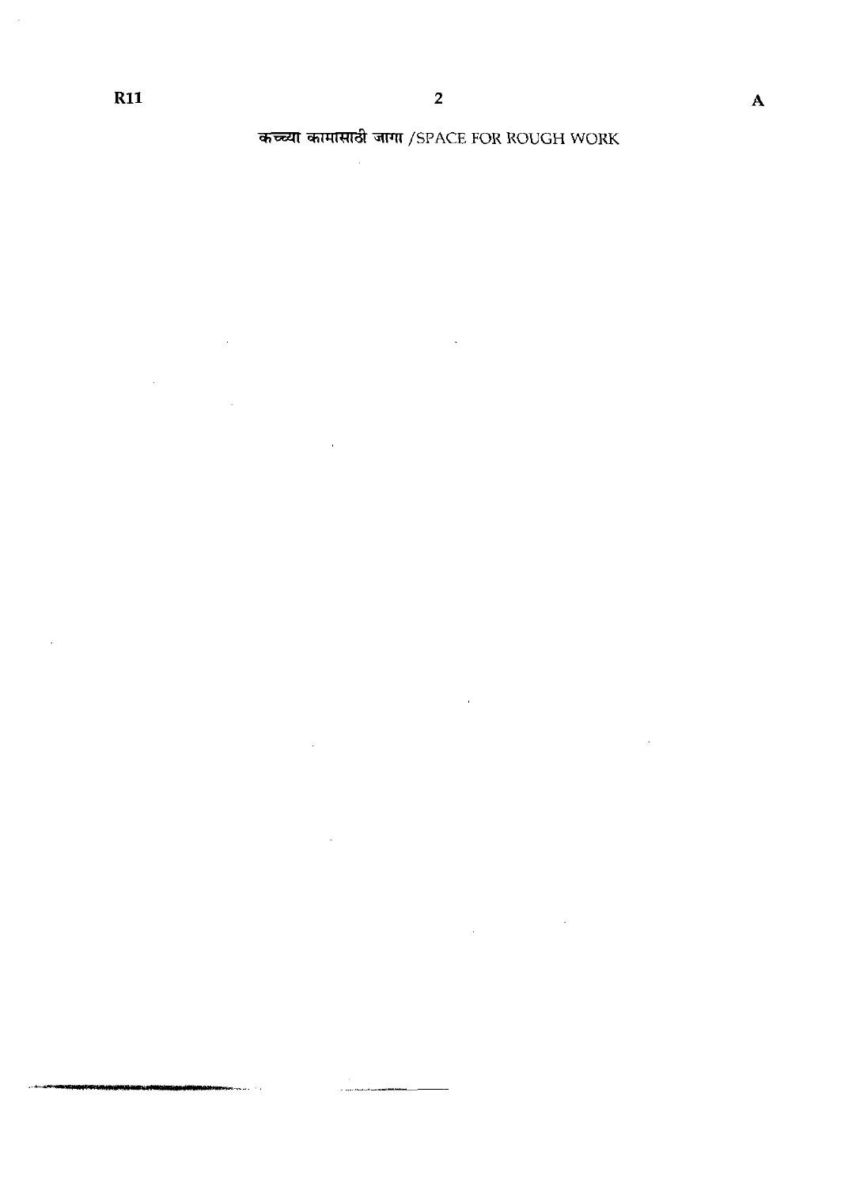कच्च्या कामासाठी जागा /SPACE FOR ROUGH WORK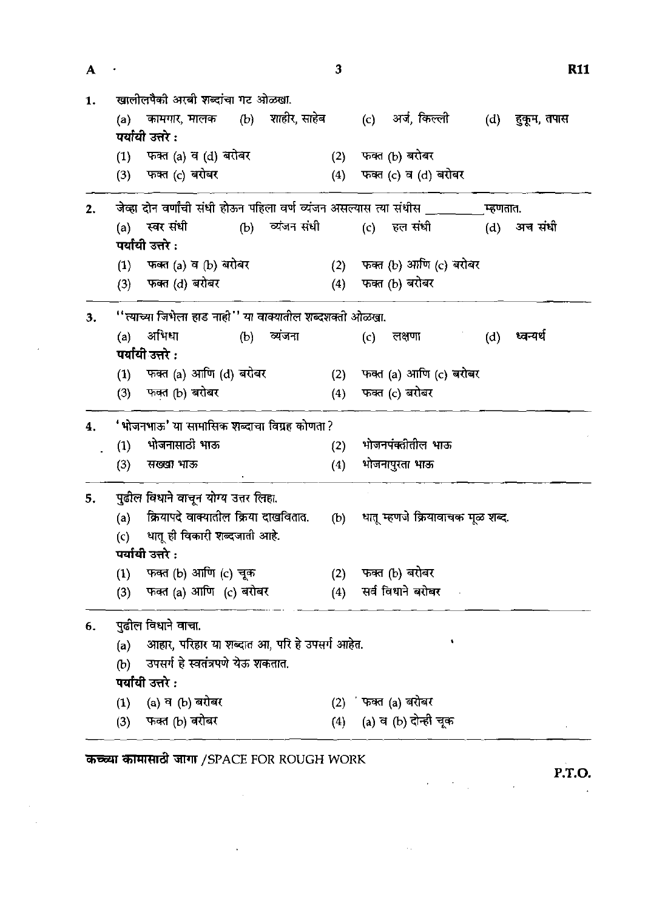1. खालीलपैकी अरबी शब्दांचा गट ओळखा.

   (a) कामगार, मालक (b) शाहीर, साहेब (c) अर्ज, किल्ली (d) हुकूम, तपास

   **पर्यायी उत्तरे :**

   (1) फक्त (a) व (d) बरोबर
   (2) फक्त (b) बरोबर
   (3) फक्त (c) बरोबर
   (4) फक्त (c) व (d) बरोबर

2. जेव्हा दोन वर्णांची संधी होऊन पहिला वर्ण व्यंजन असल्यास त्या संधीस ________ म्हणतात.

   (a) स्वर संधी (b) व्यंजन संधी (c) हल संधी (d) अच संधी

   **पर्यायी उत्तरे :**

   (1) फक्त (a) व (b) बरोबर
   (2) फक्त (b) आणि (c) बरोबर
   (3) फक्त (d) बरोबर
   (4) फक्त (b) बरोबर

3. "त्याच्या जिभेला हाड नाही" या वाक्यातील शब्दशक्ती ओळखा.

   (a) अभिधा (b) व्यंजना (c) लक्षणा (d) ध्वन्यर्थ

   **पर्यायी उत्तरे :**

   (1) फक्त (a) आणि (d) बरोबर
   (2) फक्त (a) आणि (c) बरोबर
   (3) फक्त (b) बरोबर
   (4) फक्त (c) बरोबर

4. 'भोजनभाऊ' या सामासिक शब्दाचा विग्रह कोणता ?

   (1) भोजनासाठी भाऊ
   (2) भोजनपंक्तीतील भाऊ
   (3) सख्खा भाऊ
   (4) भोजनापुरता भाऊ

5. पुढील विधाने वाचून योग्य उत्तर लिहा.

   (a) क्रियापदे वाक्यातील क्रिया दाखवितात. (b) धातू म्हणजे क्रियावाचक मूळ शब्द.

   (c) धातू ही विकारी शब्दजाती आहे.

   **पर्यायी उत्तरे :**

   (1) फक्त (b) आणि (c) चूक
   (2) फक्त (b) बरोबर
   (3) फक्त (a) आणि (c) बरोबर
   (4) सर्व विधाने बरोबर

6. पुढील विधाने वाचा.

   (a) आहार, परिहार या शब्दात आ, परि हे उपसर्ग आहेत.

   (b) उपसर्ग हे स्वतंत्रपणे येऊ शकतात.

   **पर्यायी उत्तरे :**

   (1) (a) व (b) बरोबर
   (2) फक्त (a) बरोबर
   (3) फक्त (b) बरोबर
   (4) (a) व (b) दोन्ही चूक

**कच्च्या कामासाठी जागा** /SPACE FOR ROUGH WORK

P.T.O.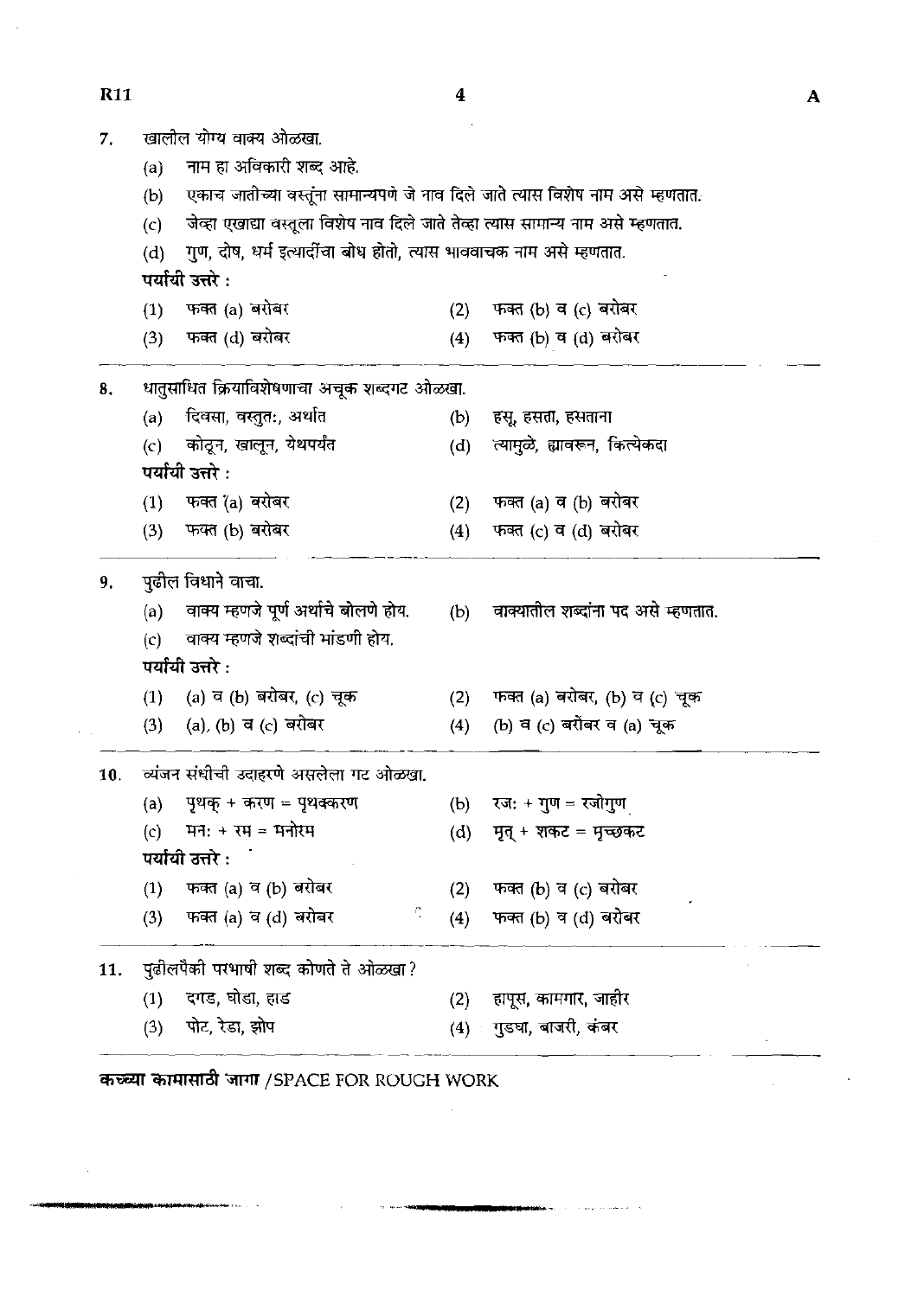7. खालील योग्य वाक्य ओळखा.
   (a) नाम हा अविकारी शब्द आहे.
   (b) एकाच जातीच्या वस्तूंना सामान्यपणे जे नाव दिले जाते त्यास विशेष नाम असे म्हणतात.
   (c) जेव्हा एखाद्या वस्तूला विशेष नाव दिले जाते तेव्हा त्यास सामान्य नाम असे म्हणतात.
   (d) गुण, दोष, धर्म इत्यादींचा बोध होतो, त्यास भाववाचक नाम असे म्हणतात.

   **पर्यायी उत्तरे :**
   (1) फक्त (a) बरोबर
   (2) फक्त (b) व (c) बरोबर
   (3) फक्त (d) बरोबर
   (4) फक्त (b) व (d) बरोबर

---

8. धातुसाधित क्रियाविशेषणाचा अचूक शब्दगट ओळखा.
   (a) दिवसा, वस्तुतः, अर्थात
   (b) हसू, हसता, हसताना
   (c) कोठून, खालून, येथपर्यंत
   (d) त्यामुळे, ह्यावरून, कित्येकदा

   **पर्यायी उत्तरे :**
   (1) फक्त (a) बरोबर
   (2) फक्त (a) व (b) बरोबर
   (3) फक्त (b) बरोबर
   (4) फक्त (c) व (d) बरोबर

---

9. पुढील विधाने वाचा.
   (a) वाक्य म्हणजे पूर्ण अर्थाचे बोलणे होय.
   (b) वाक्यातील शब्दांना पद असे म्हणतात.
   (c) वाक्य म्हणजे शब्दांची मांडणी होय.

   **पर्यायी उत्तरे :**
   (1) (a) व (b) बरोबर, (c) चूक
   (2) फक्त (a) बरोबर, (b) व (c) चूक
   (3) (a), (b) व (c) बरोबर
   (4) (b) व (c) बरोबर व (a) चूक

---

10. व्यंजन संधीची उदाहरणे असलेला गट ओळखा.
    (a) पृथक् + करण = पृथक्करण
    (b) रजः + गुण = रजोगुण
    (c) मनः + रम = मनोरम
    (d) मृत् + शकट = मृच्छकट

    **पर्यायी उत्तरे :**
    (1) फक्त (a) व (b) बरोबर
    (2) फक्त (b) व (c) बरोबर
    (3) फक्त (a) व (d) बरोबर
    (4) फक्त (b) व (d) बरोबर

---

11. पुढीलपैकी परभाषी शब्द कोणते ते ओळखा?
    (1) दगड, घोडा, हाड
    (2) हापूस, कामगार, जाहीर
    (3) पोट, रेडा, झोप
    (4) गुडघा, बाजरी, कंबर

---

**कच्च्या कामासाठी जागा** /SPACE FOR ROUGH WORK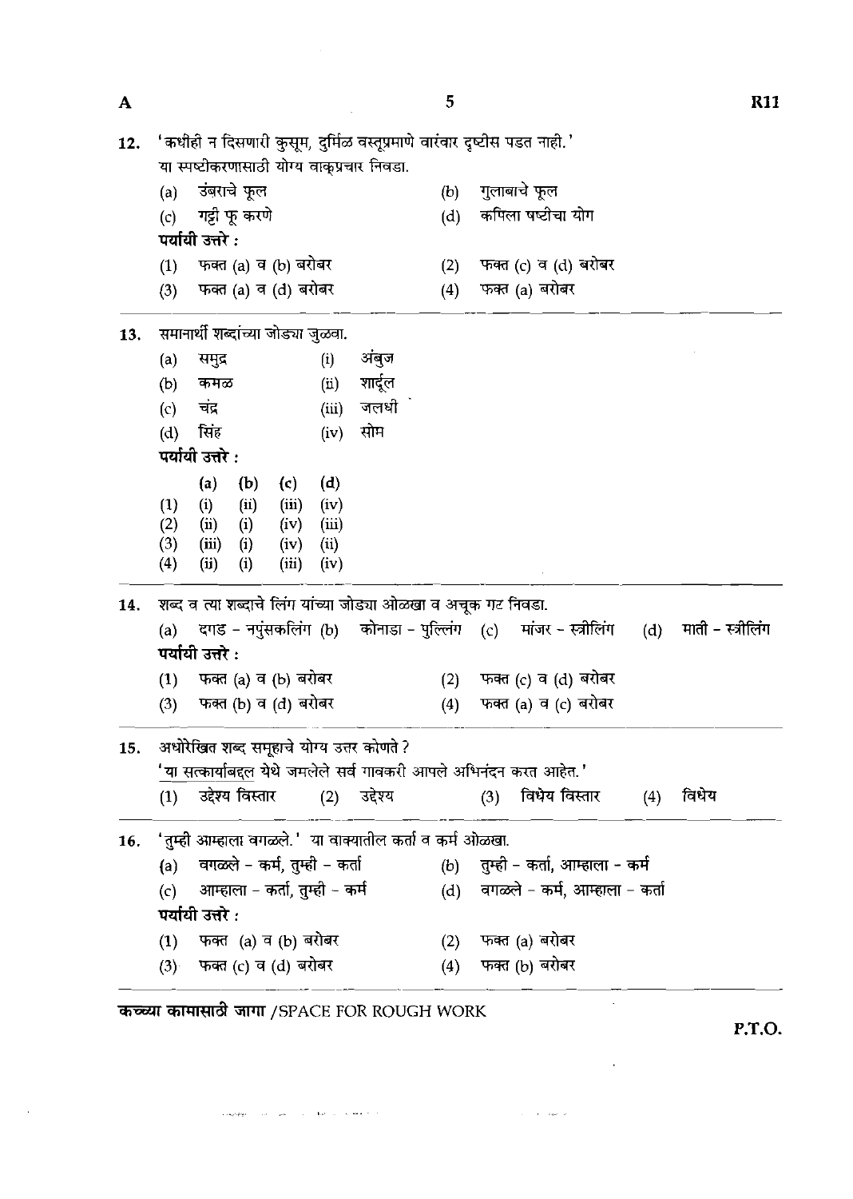12. 'कधीही न दिसणारी कुसूम, दुर्मिळ वस्तूप्रमाणे वारंवार दृष्टीस पडत नाही.'
या स्पष्टीकरणासाठी योग्य वाक्प्रचार निवडा.

(a) उंबराचे फूल
(b) गुलाबाचे फूल
(c) गट्टी फू करणे
(d) कपिला षष्टीचा योग

**पर्यायी उत्तरे :**

(1) फक्त (a) व (b) बरोबर
(2) फक्त (c) व (d) बरोबर
(3) फक्त (a) व (d) बरोबर
(4) फक्त (a) बरोबर

---

13. समानार्थी शब्दांच्या जोड्या जुळवा.

(a) समुद्र (i) अंबुज
(b) कमळ (ii) शार्दूल
(c) चंद्र (iii) जलधी
(d) सिंह (iv) सोम

**पर्यायी उत्तरे :**

| | (a) | (b) | (c) | (d) |
|---|---|---|---|---|
| (1) | (i) | (ii) | (iii) | (iv) |
| (2) | (ii) | (i) | (iv) | (iii) |
| (3) | (iii) | (i) | (iv) | (ii) |
| (4) | (ii) | (i) | (iii) | (iv) |

---

14. शब्द व त्या शब्दाचे लिंग यांच्या जोड्या ओळखा व अचूक गट निवडा.

(a) दगड - नपुंसकलिंग (b) कोनाडा - पुल्लिंग (c) मांजर - स्त्रीलिंग (d) माती - स्त्रीलिंग

**पर्यायी उत्तरे :**

(1) फक्त (a) व (b) बरोबर
(2) फक्त (c) व (d) बरोबर
(3) फक्त (b) व (d) बरोबर
(4) फक्त (a) व (c) बरोबर

---

15. अधोरेखित शब्द समूहाचे योग्य उत्तर कोणते ?
'<u>या सत्कार्याबद्दल येथे जमलेले सर्व गावकरी</u> आपले अभिनंदन करत आहेत.'

(1) उद्देश्य विस्तार (2) उद्देश्य (3) विधेय विस्तार (4) विधेय

---

16. 'तुम्ही आम्हाला वगळले.' या वाक्यातील कर्ता व कर्म ओळखा.

(a) वगळले - कर्म, तुम्ही - कर्ता
(b) तुम्ही - कर्ता, आम्हाला - कर्म
(c) आम्हाला - कर्ता, तुम्ही - कर्म
(d) वगळले - कर्म, आम्हाला - कर्ता

**पर्यायी उत्तरे :**

(1) फक्त (a) व (b) बरोबर
(2) फक्त (a) बरोबर
(3) फक्त (c) व (d) बरोबर
(4) फक्त (b) बरोबर

---

**कच्च्या कामासाठी जागा** /SPACE FOR ROUGH WORK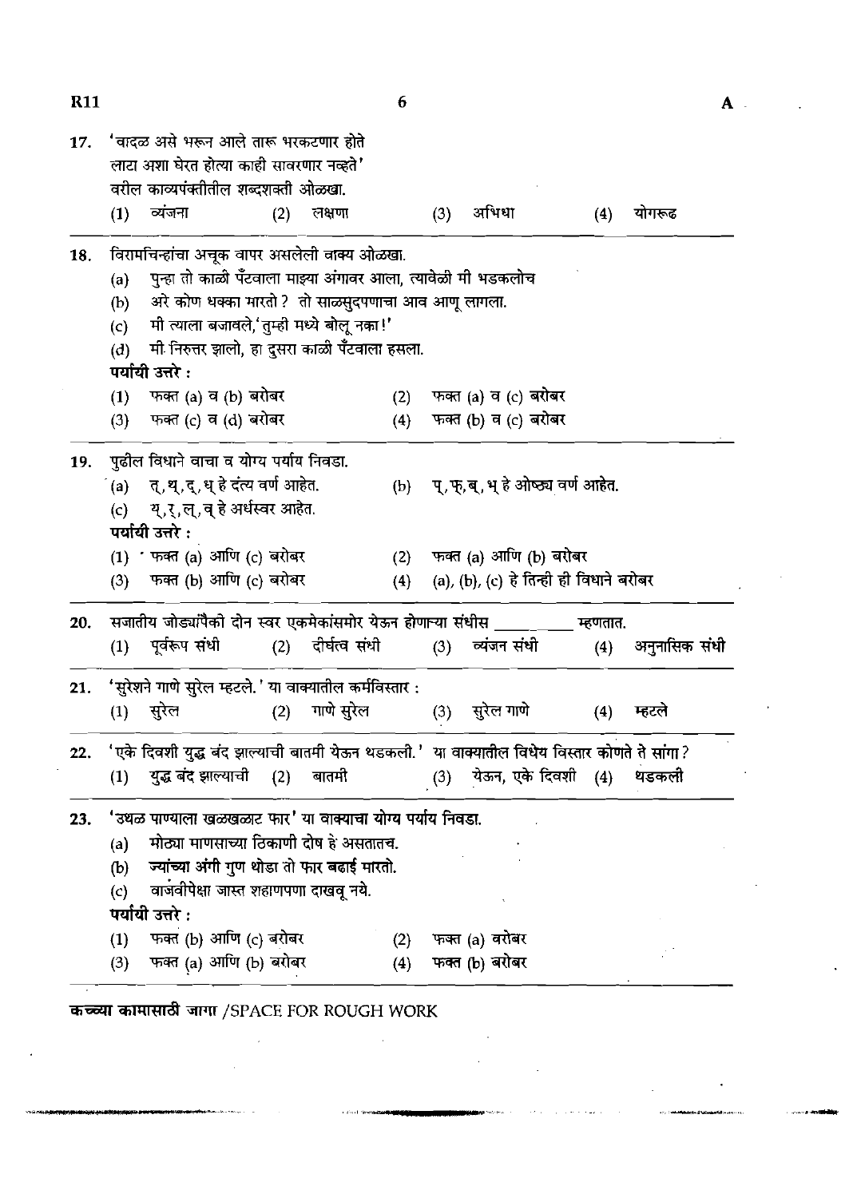17. 'वादळ असे भरून आले तारू भरकटणार होते
लाटा अशा घेरत होत्या काही सावरणार नव्हते'
वरील काव्यपंक्तीतील शब्दशक्ती ओळखा.
(1) व्यंजना (2) लक्षणा (3) अभिधा (4) योगरूढ

18. विरामचिन्हांचा अचूक वापर असलेली वाक्य ओळखा.
(a) पुन्हा तो काळी पँटवाला माझ्या अंगावर आला, त्यावेळी मी भडकलोच
(b) अरे कोण धक्का मारतो ? तो साळसुदपणाचा आव आणू लागला.
(c) मी त्याला बजावले,'तुम्ही मध्ये बोलू नका!'
(d) मी निरुत्तर झालो, हा दुसरा काळी पँटवाला हसला.
पर्यायी उत्तरे :
(1) फक्त (a) व (b) बरोबर (2) फक्त (a) व (c) बरोबर
(3) फक्त (c) व (d) बरोबर (4) फक्त (b) व (c) बरोबर

19. पुढील विधाने वाचा व योग्य पर्याय निवडा.
(a) त्, थ्, द्, ध् हे दंत्य वर्ण आहेत. (b) प्, फ्, ब्, भ् हे ओष्ठ्य वर्ण आहेत.
(c) य्, र्, ल्, व् हे अर्धस्वर आहेत.
पर्यायी उत्तरे :
(1) फक्त (a) आणि (c) बरोबर (2) फक्त (a) आणि (b) बरोबर
(3) फक्त (b) आणि (c) बरोबर (4) (a), (b), (c) हे तिन्ही ही विधाने बरोबर

20. सजातीय जोड्यांपैकी दोन स्वर एकमेकांसमोर येऊन होणाऱ्या संधीस __________ म्हणतात.
(1) पूर्वरूप संधी (2) दीर्घत्व संधी (3) व्यंजन संधी (4) अनुनासिक संधी

21. 'सुरेशने गाणे सुरेल म्हटले.' या वाक्यातील कर्मविस्तार :
(1) सुरेल (2) गाणे सुरेल (3) सुरेल गाणे (4) म्हटले

22. 'एके दिवशी युद्ध बंद झाल्याची बातमी येऊन थडकली.' या वाक्यातील विधेय विस्तार कोणते ते सांगा ?
(1) युद्ध बंद झाल्याची (2) बातमी (3) येऊन, एके दिवशी (4) थडकली

23. 'उथळ पाण्याला खळखळाट फार' या वाक्याचा योग्य पर्याय निवडा.
(a) मोठ्या माणसाच्या ठिकाणी दोष हे असतातच.
(b) ज्यांच्या अंगी गुण थोडा तो फार बढाई मारतो.
(c) वाजवीपेक्षा जास्त शहाणपणा दाखवू नये.
पर्यायी उत्तरे :
(1) फक्त (b) आणि (c) बरोबर (2) फक्त (a) बरोबर
(3) फक्त (a) आणि (b) बरोबर (4) फक्त (b) बरोबर

कच्च्या कामासाठी जागा /SPACE FOR ROUGH WORK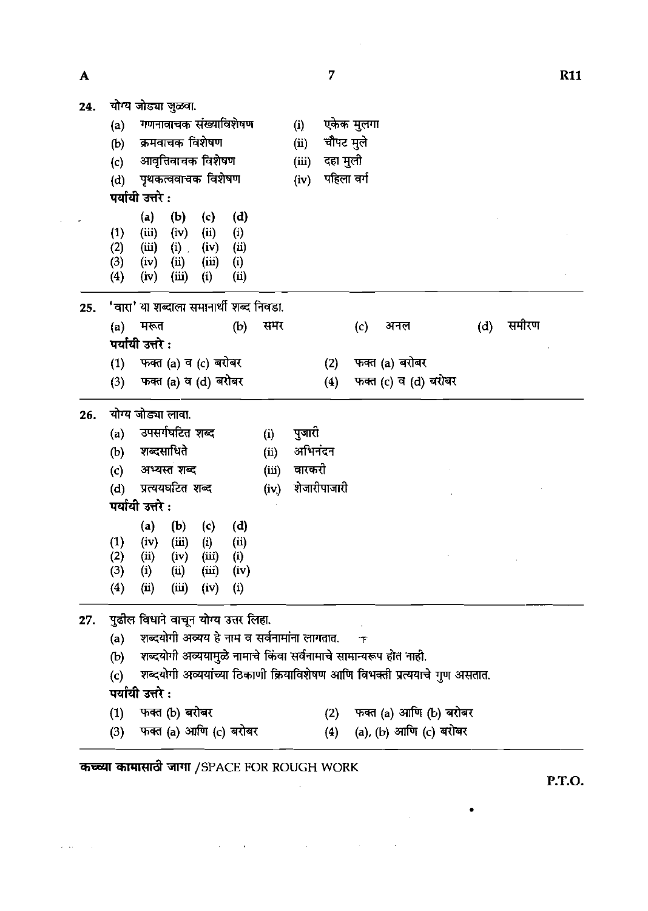24. योग्य जोड्या जुळवा.

(a) गणनावाचक संख्याविशेषण (i) एकेक मुलगा

(b) क्रमवाचक विशेषण (ii) चौपट मुले

(c) आवृत्तिवाचक विशेषण (iii) दहा मुली

(d) पृथकत्ववाचक विशेषण (iv) पहिला वर्ग

**पर्यायी उत्तरे :**

| | (a) | (b) | (c) | (d) |
|---|---|---|---|---|
| (1) | (iii) | (iv) | (ii) | (i) |
| (2) | (iii) | (i) | (iv) | (ii) |
| (3) | (iv) | (ii) | (iii) | (i) |
| (4) | (iv) | (iii) | (i) | (ii) |

---

25. 'वारा' या शब्दाला समानार्थी शब्द निवडा.

(a) मरूत (b) समर (c) अनल (d) समीरण

**पर्यायी उत्तरे :**

(1) फक्त (a) व (c) बरोबर (2) फक्त (a) बरोबर

(3) फक्त (a) व (d) बरोबर (4) फक्त (c) व (d) बरोबर

---

26. योग्य जोड्या लावा.

(a) उपसर्गघटित शब्द (i) पुजारी

(b) शब्दसाधिते (ii) अभिनंदन

(c) अभ्यस्त शब्द (iii) वारकरी

(d) प्रत्ययघटित शब्द (iv) शेजारीपाजारी

**पर्यायी उत्तरे :**

| | (a) | (b) | (c) | (d) |
|---|---|---|---|---|
| (1) | (iv) | (iii) | (i) | (ii) |
| (2) | (ii) | (iv) | (iii) | (i) |
| (3) | (i) | (ii) | (iii) | (iv) |
| (4) | (ii) | (iii) | (iv) | (i) |

---

27. पुढील विधाने वाचून योग्य उत्तर लिहा.

(a) शब्दयोगी अव्यय हे नाम व सर्वनामांना लागतात.

(b) शब्दयोगी अव्ययामुळे नामाचे किंवा सर्वनामाचे सामान्यरूप होत नाही.

(c) शब्दयोगी अव्ययांच्या ठिकाणी क्रियाविशेषण आणि विभक्ती प्रत्ययाचे गुण असतात.

**पर्यायी उत्तरे :**

(1) फक्त (b) बरोबर (2) फक्त (a) आणि (b) बरोबर

(3) फक्त (a) आणि (c) बरोबर (4) (a), (b) आणि (c) बरोबर

**कच्च्या कामासाठी जागा** /SPACE FOR ROUGH WORK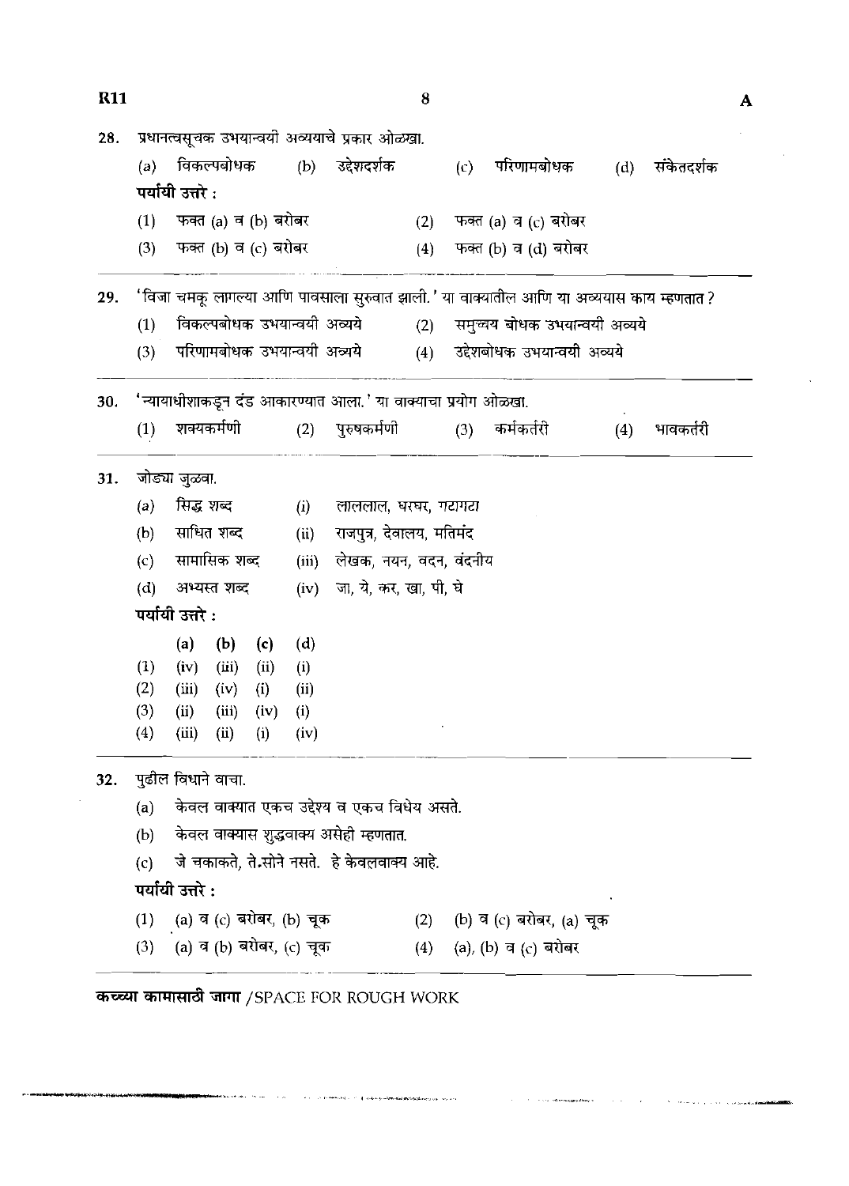28. प्रधानत्वसूचक उभयान्वयी अव्ययाचे प्रकार ओळखा.

(a) विकल्पबोधक (b) उद्देशदर्शक (c) परिणामबोधक (d) संकेतदर्शक

**पर्यायी उत्तरे :**

(1) फक्त (a) व (b) बरोबर
(2) फक्त (a) व (c) बरोबर
(3) फक्त (b) व (c) बरोबर
(4) फक्त (b) व (d) बरोबर

29. 'विजा चमकू लागल्या आणि पावसाला सुरुवात झाली.' या वाक्यातील आणि या अव्ययास काय म्हणतात ?

(1) विकल्पबोधक उभयान्वयी अव्यये
(2) समुच्चय बोधक उभयान्वयी अव्यये
(3) परिणामबोधक उभयान्वयी अव्यये
(4) उद्देशबोधक उभयान्वयी अव्यये

30. 'न्यायाधीशाकडून दंड आकारण्यात आला.' या वाक्याचा प्रयोग ओळखा.

(1) शक्यकर्मणी (2) पुरुषकर्मणी (3) कर्मकर्तरी (4) भावकर्तरी

31. जोड्या जुळवा.

(a) सिद्ध शब्द (i) लाललाल, घरघर, गटागटा
(b) साधित शब्द (ii) राजपुत्र, देवालय, मतिमंद
(c) सामासिक शब्द (iii) लेखक, नयन, वदन, वंदनीय
(d) अभ्यस्त शब्द (iv) जा, ये, कर, खा, पी, घे

**पर्यायी उत्तरे :**

| | (a) | (b) | (c) | (d) |
|---|---|---|---|---|
| (1) | (iv) | (iii) | (ii) | (i) |
| (2) | (iii) | (iv) | (i) | (ii) |
| (3) | (ii) | (iii) | (iv) | (i) |
| (4) | (iii) | (ii) | (i) | (iv) |

32. पुढील विधाने वाचा.

(a) केवल वाक्यात एकच उद्देश्य व एकच विधेय असते.
(b) केवल वाक्यास शुद्धवाक्य असेही म्हणतात.
(c) जे चकाकते, ते सोने नसते. हे केवलवाक्य आहे.

**पर्यायी उत्तरे :**

(1) (a) व (c) बरोबर, (b) चूक
(2) (b) व (c) बरोबर, (a) चूक
(3) (a) व (b) बरोबर, (c) चूक
(4) (a), (b) व (c) बरोबर

**कच्च्या कामासाठी जागा** /SPACE FOR ROUGH WORK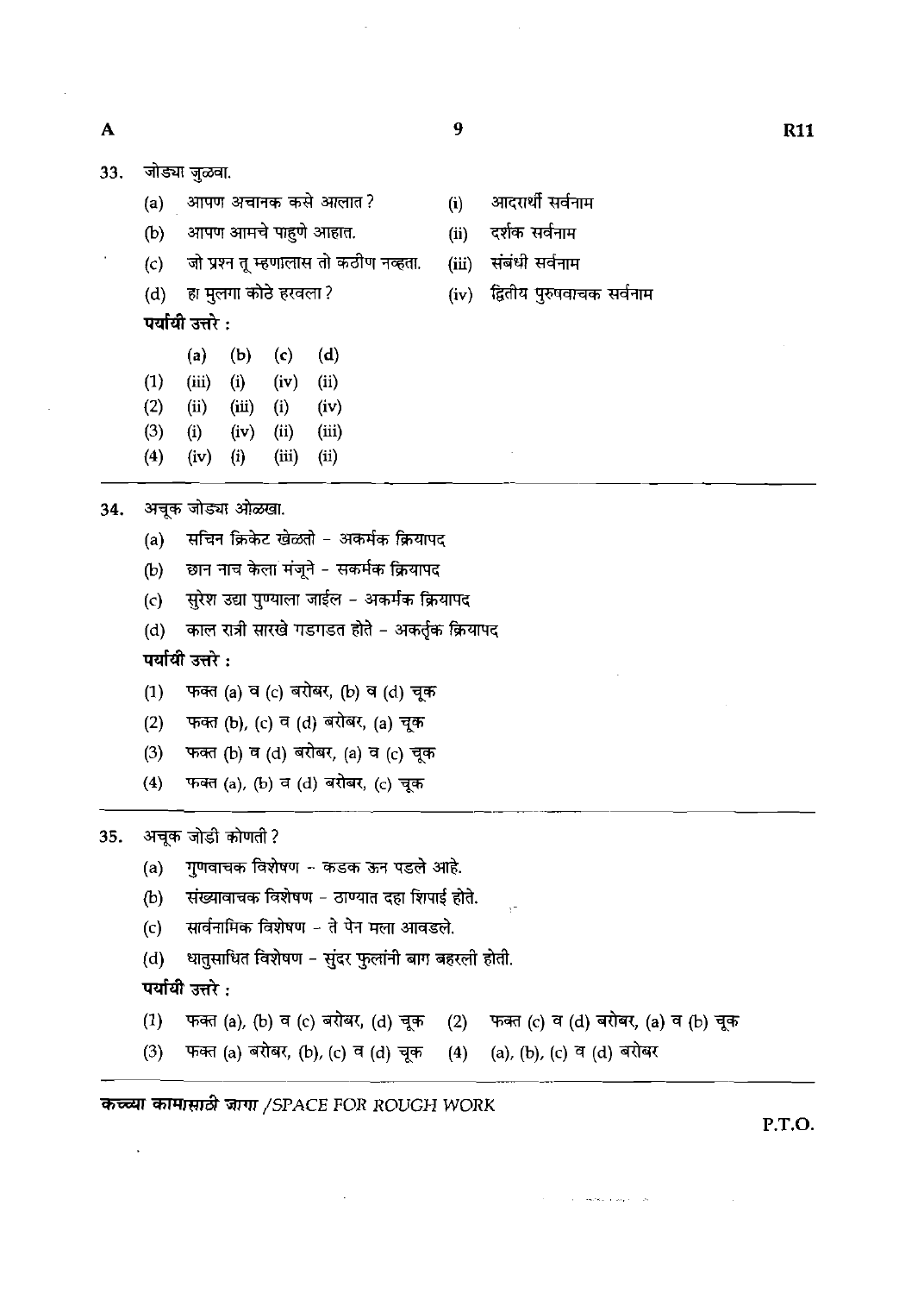33. जोड्या जुळवा.

| | | | |
|---|---|---|---|
| (a) | आपण अचानक कसे आलात ? | (i) | आदरार्थी सर्वनाम |
| (b) | आपण आमचे पाहुणे आहात. | (ii) | दर्शक सर्वनाम |
| (c) | जो प्रश्न तू म्हणालास तो कठीण नव्हता. | (iii) | संबंधी सर्वनाम |
| (d) | हा मुलगा कोठे हरवला ? | (iv) | द्वितीय पुरुषवाचक सर्वनाम |

**पर्यायी उत्तरे :**

| | (a) | (b) | (c) | (d) |
|---|---|---|---|---|
| (1) | (iii) | (i) | (iv) | (ii) |
| (2) | (ii) | (iii) | (i) | (iv) |
| (3) | (i) | (iv) | (ii) | (iii) |
| (4) | (iv) | (i) | (iii) | (ii) |

34. अचूक जोड्या ओळखा.

(a) सचिन क्रिकेट खेळतो – अकर्मक क्रियापद

(b) छान नाच केला मंजूने – सकर्मक क्रियापद

(c) सुरेश उद्या पुण्याला जाईल – अकर्मक क्रियापद

(d) काल रात्री सारखे गडगडत होते – अकर्तृक क्रियापद

**पर्यायी उत्तरे :**

(1) फक्त (a) व (c) बरोबर, (b) व (d) चूक

(2) फक्त (b), (c) व (d) बरोबर, (a) चूक

(3) फक्त (b) व (d) बरोबर, (a) व (c) चूक

(4) फक्त (a), (b) व (d) बरोबर, (c) चूक

35. अचूक जोडी कोणती ?

(a) गुणवाचक विशेषण – कडक ऊन पडले आहे.

(b) संख्यावाचक विशेषण – ठाण्यात दहा शिपाई होते.

(c) सार्वनामिक विशेषण – ते पेन मला आवडले.

(d) धातुसाधित विशेषण – सुंदर फुलांनी बाग बहरली होती.

**पर्यायी उत्तरे :**

(1) फक्त (a), (b) व (c) बरोबर, (d) चूक

(2) फक्त (c) व (d) बरोबर, (a) व (b) चूक

(3) फक्त (a) बरोबर, (b), (c) व (d) चूक

(4) (a), (b), (c) व (d) बरोबर

कच्च्या कामासाठी जागा /SPACE FOR ROUGH WORK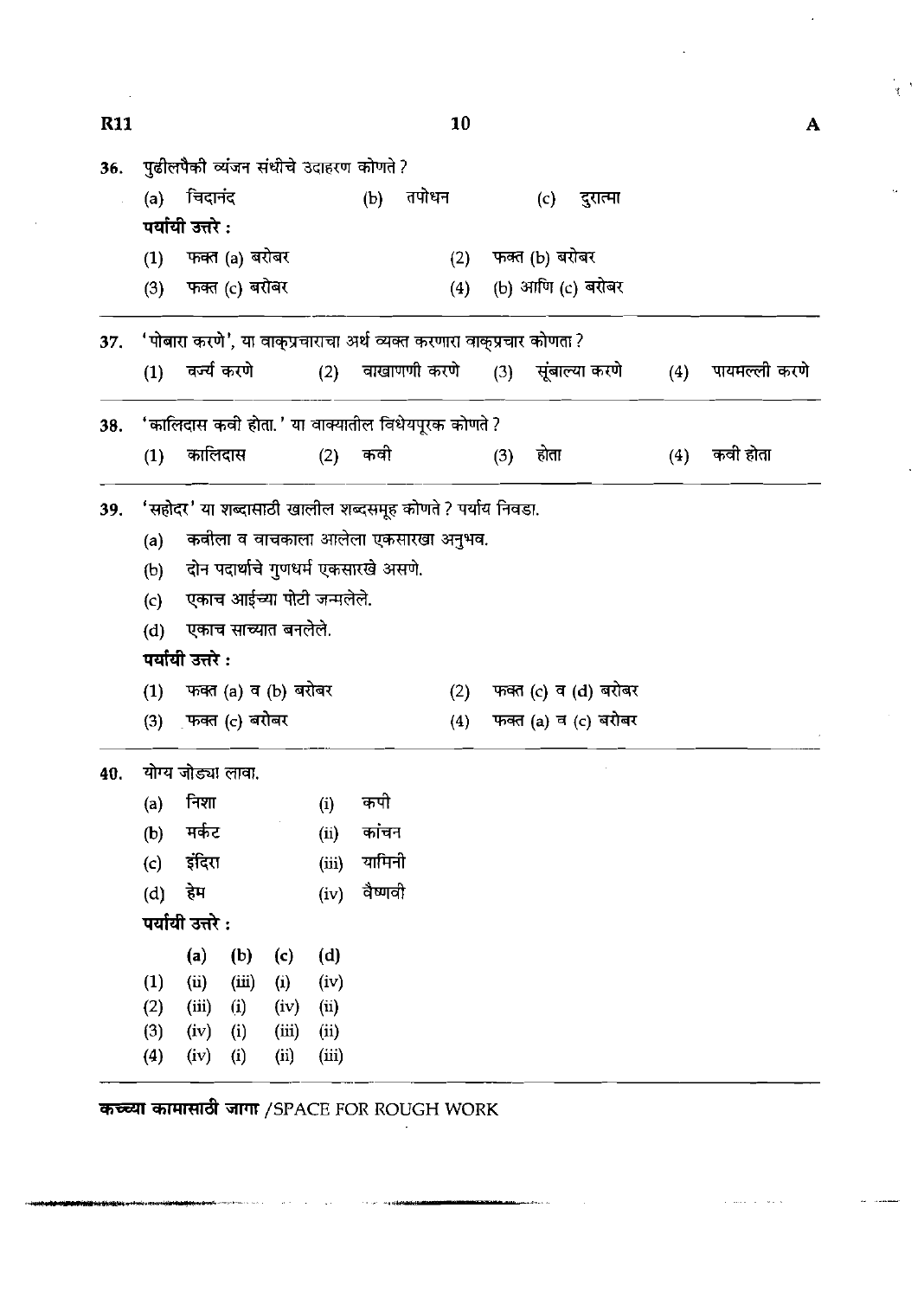36. पुढीलपैकी व्यंजन संधीचे उदाहरण कोणते ?

(a) चिदानंद (b) तपोधन (c) दुरात्मा

पर्यायी उत्तरे :

(1) फक्त (a) बरोबर (2) फक्त (b) बरोबर
(3) फक्त (c) बरोबर (4) (b) आणि (c) बरोबर

---

37. 'पोबारा करणे', या वाक्प्रचाराचा अर्थ व्यक्त करणारा वाक्प्रचार कोणता ?

(1) वर्ज्य करणे (2) वाखाणणी करणे (3) सूंबाल्या करणे (4) पायमल्ली करणे

---

38. 'कालिदास कवी होता.' या वाक्यातील विधेयपूरक कोणते ?

(1) कालिदास (2) कवी (3) होता (4) कवी होता

---

39. 'सहोदर' या शब्दासाठी खालील शब्दसमूह कोणते ? पर्याय निवडा.

(a) कवीला व वाचकाला आलेला एकसारखा अनुभव.
(b) दोन पदार्थाचे गुणधर्म एकसारखे असणे.
(c) एकाच आईच्या पोटी जन्मलेले.
(d) एकाच साच्यात बनलेले.

पर्यायी उत्तरे :

(1) फक्त (a) व (b) बरोबर (2) फक्त (c) व (d) बरोबर
(3) फक्त (c) बरोबर (4) फक्त (a) व (c) बरोबर

---

40. योग्य जोड्या लावा.

(a) निशा (i) कपी
(b) मर्कट (ii) कांचन
(c) इंदिरा (iii) यामिनी
(d) हेम (iv) वैष्णवी

पर्यायी उत्तरे :

| | (a) | (b) | (c) | (d) |
|---|---|---|---|---|
| (1) | (ii) | (iii) | (i) | (iv) |
| (2) | (iii) | (i) | (iv) | (ii) |
| (3) | (iv) | (i) | (iii) | (ii) |
| (4) | (iv) | (i) | (ii) | (iii) |

---

**कच्च्या कामासाठी जागा** /SPACE FOR ROUGH WORK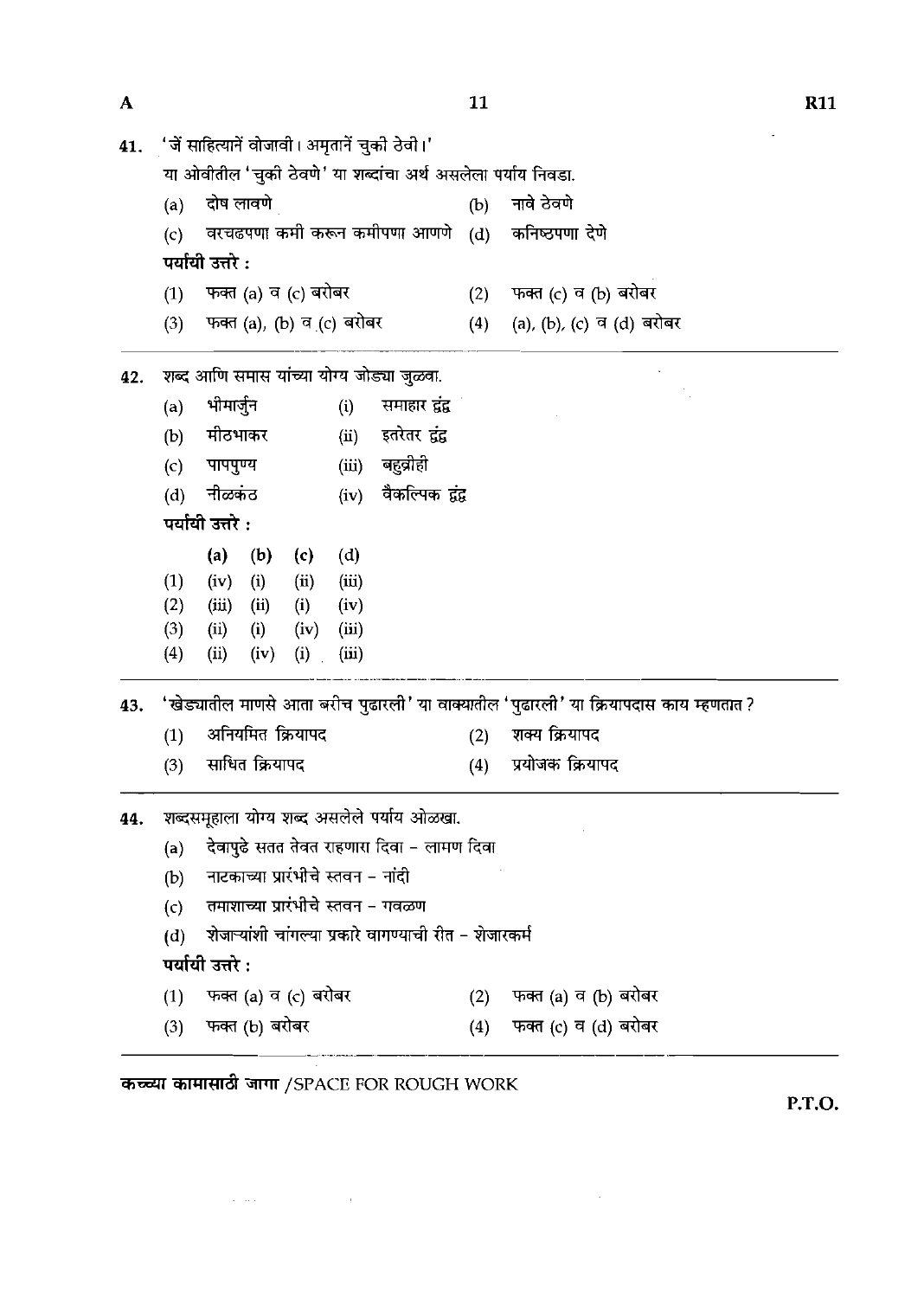41. 'जें साहित्यानें वोजावी। अमृतानें चुकी ठेवी।'

या ओवीतील 'चुकी ठेवणे' या शब्दांचा अर्थ असलेला पर्याय निवडा.

(a) दोष लावणे
(b) नावे ठेवणे
(c) वरचढपणा कमी करून कमीपणा आणणे
(d) कनिष्ठपणा देणे

**पर्यायी उत्तरे :**

(1) फक्त (a) व (c) बरोबर
(2) फक्त (c) व (b) बरोबर
(3) फक्त (a), (b) व (c) बरोबर
(4) (a), (b), (c) व (d) बरोबर

---

42. शब्द आणि समास यांच्या योग्य जोड्या जुळवा.

(a) भीमार्जुन — (i) समाहार द्वंद्व
(b) मीठभाकर — (ii) इतरेतर द्वंद्व
(c) पापपुण्य — (iii) बहुव्रीही
(d) नीळकंठ — (iv) वैकल्पिक द्वंद्व

**पर्यायी उत्तरे :**

| | (a) | (b) | (c) | (d) |
|---|---|---|---|---|
| (1) | (iv) | (i) | (ii) | (iii) |
| (2) | (iii) | (ii) | (i) | (iv) |
| (3) | (ii) | (i) | (iv) | (iii) |
| (4) | (ii) | (iv) | (i) | (iii) |

---

43. 'खेड्यातील माणसे आता बरीच पुढारली' या वाक्यातील 'पुढारली' या क्रियापदास काय म्हणतात?

(1) अनियमित क्रियापद
(2) शक्य क्रियापद
(3) साधित क्रियापद
(4) प्रयोजक क्रियापद

---

44. शब्दसमूहाला योग्य शब्द असलेले पर्याय ओळखा.

(a) देवापुढे सतत तेवत राहणारा दिवा – लामण दिवा
(b) नाटकाच्या प्रारंभीचे स्तवन – नांदी
(c) तमाशाच्या प्रारंभीचे स्तवन – गवळण
(d) शेजाऱ्यांशी चांगल्या प्रकारे वागण्याची रीत – शेजारकर्म

**पर्यायी उत्तरे :**

(1) फक्त (a) व (c) बरोबर
(2) फक्त (a) व (b) बरोबर
(3) फक्त (b) बरोबर
(4) फक्त (c) व (d) बरोबर

---

**कच्च्या कामासाठी जागा** /SPACE FOR ROUGH WORK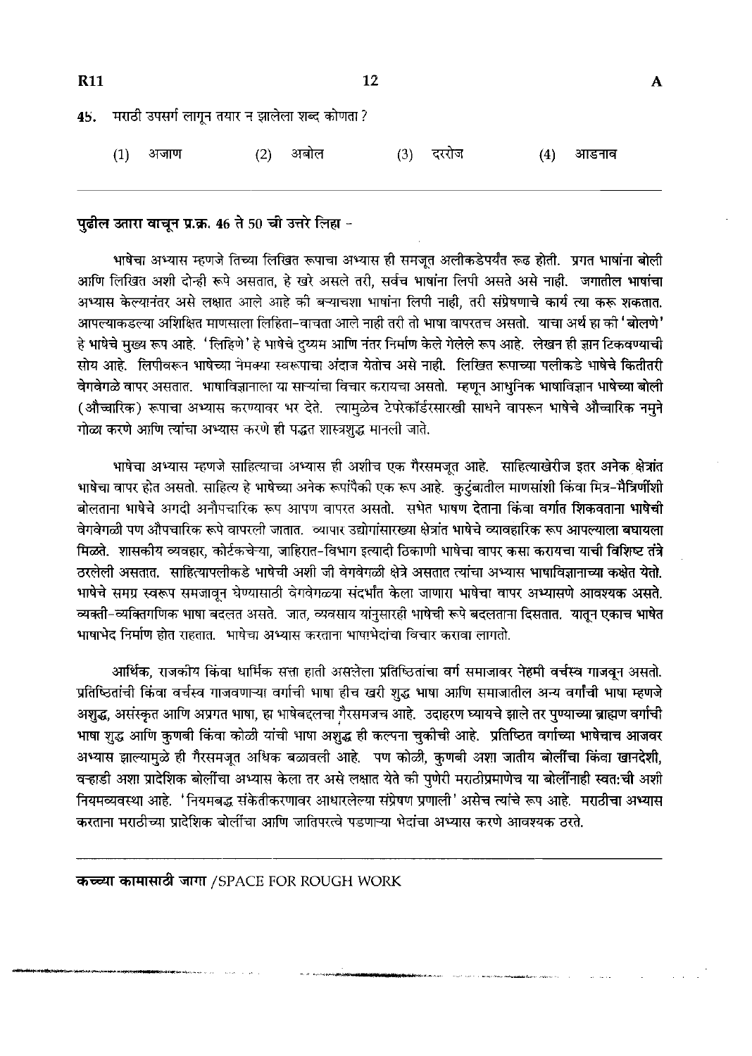45. मराठी उपसर्ग लागून तयार न झालेला शब्द कोणता ?

(1) अजाण (2) अबोल (3) दररोज (4) आडनाव

---

**पुढील उतारा वाचून प्र.क्र. 46 ते 50 ची उत्तरे लिहा -**

भाषेचा अभ्यास म्हणजे तिच्या लिखित रूपाचा अभ्यास ही समजूत अलीकडेपर्यंत रूढ होती. प्रगत भाषांना बोली आणि लिखित अशी दोन्ही रूपे असतात, हे खरे असले तरी, सर्वच भाषांना लिपी असते असे नाही. जगातील भाषांचा अभ्यास केल्यानंतर असे लक्षात आले आहे की बऱ्याचशा भाषांना लिपी नाही, तरी संप्रेषणाचे कार्य त्या करू शकतात. आपल्याकडल्या अशिक्षित माणसाला लिहिता-वाचता आले नाही तरी तो भाषा वापरतच असतो. याचा अर्थ हा की 'बोलणे' हे भाषेचे मुख्य रूप आहे. 'लिहिणे' हे भाषेचे दुय्यम आणि नंतर निर्माण केले गेलेले रूप आहे. लेखन ही ज्ञान टिकवण्याची सोय आहे. लिपीवरून भाषेच्या नेमक्या स्वरूपाचा अंदाज येतोच असे नाही. लिखित रूपाच्या पलीकडे भाषेचे कितीतरी वेगवेगळे वापर असतात. भाषाविज्ञानाला या साऱ्यांचा विचार करायचा असतो. म्हणून आधुनिक भाषाविज्ञान भाषेच्या बोली (औच्चारिक) रूपाचा अभ्यास करण्यावर भर देते. त्यामुळेच टेपरेकॉर्डरसारखी साधने वापरून भाषेचे औच्चारिक नमुने गोळा करणे आणि त्यांचा अभ्यास करणे ही पद्धत शास्त्रशुद्ध मानली जाते.

भाषेचा अभ्यास म्हणजे साहित्याचा अभ्यास ही अशीच एक गैरसमजूत आहे. साहित्याखेरीज इतर अनेक क्षेत्रांत भाषेचा वापर होत असतो. साहित्य हे भाषेच्या अनेक रूपांपैकी एक रूप आहे. कुटुंबातील माणसांशी किंवा मित्र-मैत्रिणींशी बोलताना भाषेचे अगदी अनौपचारिक रूप आपण वापरत असतो. सभेत भाषण देताना किंवा वर्गात शिकवताना भाषेची वेगवेगळी पण औपचारिक रूपे वापरली जातात. व्यापार उद्योगांसारख्या क्षेत्रांत भाषेचे व्यावहारिक रूप आपल्याला बघायला मिळते. शासकीय व्यवहार, कोर्टकचेऱ्या, जाहिरात-विभाग इत्यादी ठिकाणी भाषेचा वापर कसा करायचा याची विशिष्ट तंत्रे ठरलेली असतात. साहित्यापलीकडे भाषेची अशी जी वेगवेगळी क्षेत्रे असतात त्यांचा अभ्यास भाषाविज्ञानाच्या कक्षेत येतो. भाषेचे समग्र स्वरूप समजावून घेण्यासाठी वेगवेगळ्या संदर्भात केला जाणारा भाषेचा वापर अभ्यासणे आवश्यक असते. व्यक्ती-व्यक्तिगणिक भाषा बदलत असते. जात, व्यवसाय यांनुसारही भाषेची रूपे बदलताना दिसतात. यातून एकाच भाषेत भाषाभेद निर्माण होत राहतात. भाषेचा अभ्यास करताना भाषाभेदांचा विचार करावा लागतो.

आर्थिक, राजकीय किंवा धार्मिक सत्ता हाती असलेला प्रतिष्ठितांचा वर्ग समाजावर नेहमी वर्चस्व गाजवून असतो. प्रतिष्ठितांची किंवा वर्चस्व गाजवणाऱ्या वर्गाची भाषा हीच खरी शुद्ध भाषा आणि समाजातील अन्य वर्गांची भाषा म्हणजे अशुद्ध, असंस्कृत आणि अप्रगत भाषा, हा भाषेबद्दलचा गैरसमजच आहे. उदाहरण घ्यायचे झाले तर पुण्याच्या ब्राह्मण वर्गाची भाषा शुद्ध आणि कुणबी किंवा कोळी यांची भाषा अशुद्ध ही कल्पना चुकीची आहे. प्रतिष्ठित वर्गाच्या भाषेचाच आजवर अभ्यास झाल्यामुळे ही गैरसमजूत अधिक बळावली आहे. पण कोळी, कुणबी अशा जातीय बोलींचा किंवा खानदेशी, वऱ्हाडी अशा प्रादेशिक बोलींचा अभ्यास केला तर असे लक्षात येते की पुणेरी मराठीप्रमाणेच या बोलींनाही स्वत:ची अशी नियमव्यवस्था आहे. 'नियमबद्ध संकेतीकरणावर आधारलेल्या संप्रेषण प्रणाली' असेच त्यांचे रूप आहे. मराठीचा अभ्यास करताना मराठीच्या प्रादेशिक बोलींचा आणि जातिपरत्वे पडणाऱ्या भेदांचा अभ्यास करणे आवश्यक ठरते.

---

**कच्च्या कामासाठी जागा** /SPACE FOR ROUGH WORK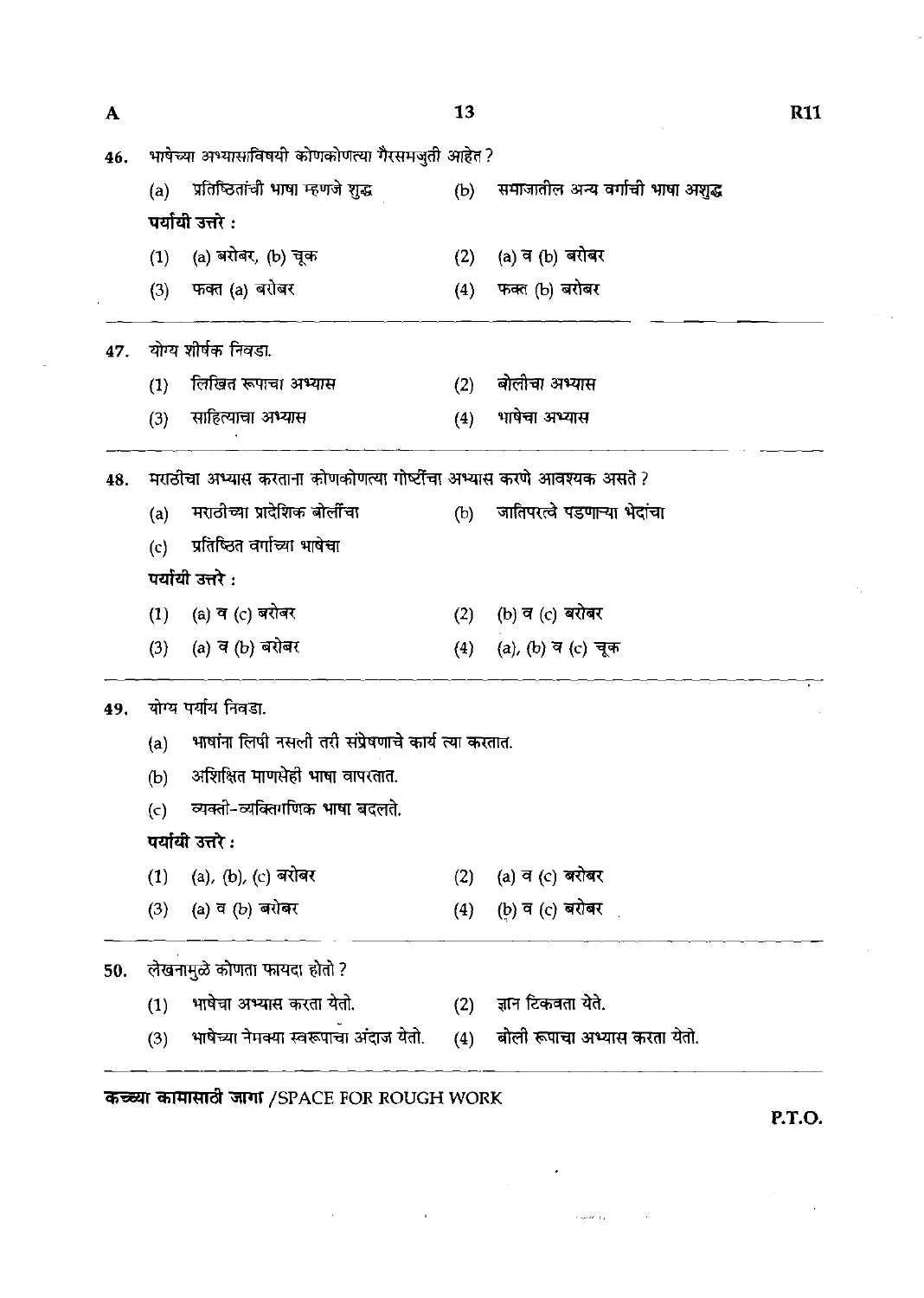46. भाषेच्या अभ्यासाविषयी कोणकोणत्या गैरसमजुती आहेत ?

(a) प्रतिष्ठितांची भाषा म्हणजे शुद्ध

(b) समाजातील अन्य वर्गाची भाषा अशुद्ध

**पर्यायी उत्तरे :**

(1) (a) बरोबर, (b) चूक

(2) (a) व (b) बरोबर

(3) फक्त (a) बरोबर

(4) फक्त (b) बरोबर

---

47. योग्य शीर्षक निवडा.

(1) लिखित रूपाचा अभ्यास

(2) बोलीचा अभ्यास

(3) साहित्याचा अभ्यास

(4) भाषेचा अभ्यास

---

48. मराठीचा अभ्यास करताना कोणकोणत्या गोष्टींचा अभ्यास करणे आवश्यक असते ?

(a) मराठीच्या प्रादेशिक बोलींचा

(b) जातिपरत्वे पडणाऱ्या भेदांचा

(c) प्रतिष्ठित वर्गाच्या भाषेचा

**पर्यायी उत्तरे :**

(1) (a) व (c) बरोबर

(2) (b) व (c) बरोबर

(3) (a) व (b) बरोबर

(4) (a), (b) व (c) चूक

---

49. योग्य पर्याय निवडा.

(a) भाषांना लिपी नसली तरी संप्रेषणाचे कार्य त्या करतात.

(b) अशिक्षित माणसेही भाषा वापरतात.

(c) व्यक्ती-व्यक्तिगणिक भाषा बदलते.

**पर्यायी उत्तरे :**

(1) (a), (b), (c) बरोबर

(2) (a) व (c) बरोबर

(3) (a) व (b) बरोबर

(4) (b) व (c) बरोबर

---

50. लेखनामुळे कोणता फायदा होतो ?

(1) भाषेचा अभ्यास करता येतो.

(2) ज्ञान टिकवता येते.

(3) भाषेच्या नेमक्या स्वरूपाचा अंदाज येतो.

(4) बोली रूपाचा अभ्यास करता येतो.

---

**कच्च्या कामासाठी जागा** /SPACE FOR ROUGH WORK

P.T.O.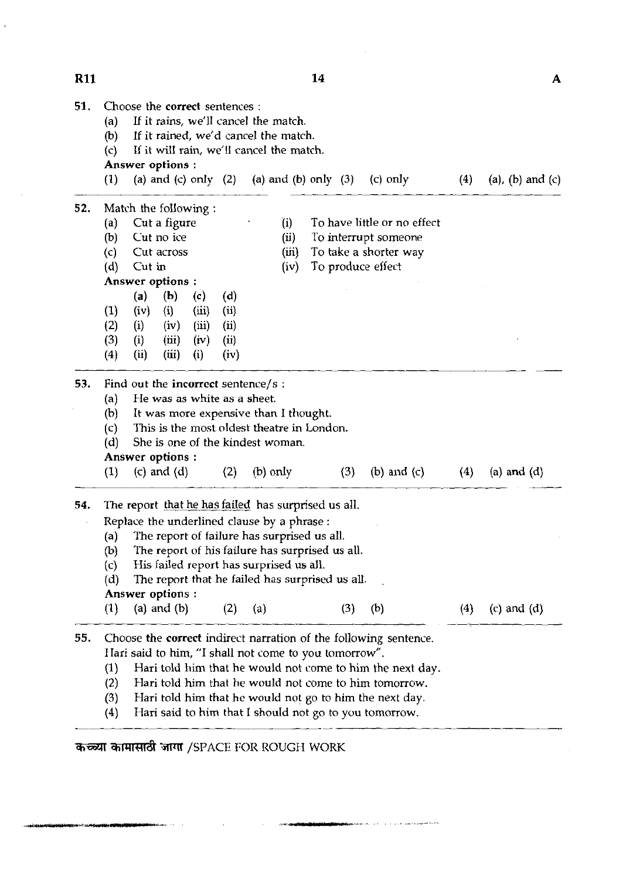51. Choose the **correct** sentences :

(a) If it rains, we'll cancel the match.
(b) If it rained, we'd cancel the match.
(c) If it will rain, we'll cancel the match.

**Answer options :**

(1) (a) and (c) only (2) (a) and (b) only (3) (c) only (4) (a), (b) and (c)

---

52. Match the following :

(a) Cut a figure (i) To have little or no effect
(b) Cut no ice (ii) To interrupt someone
(c) Cut across (iii) To take a shorter way
(d) Cut in (iv) To produce effect

**Answer options :**

| | (a) | (b) | (c) | (d) |
|---|---|---|---|---|
| (1) | (iv) | (i) | (iii) | (ii) |
| (2) | (i) | (iv) | (iii) | (ii) |
| (3) | (i) | (iii) | (iv) | (ii) |
| (4) | (ii) | (iii) | (i) | (iv) |

---

53. Find out the **incorrect** sentence/s :

(a) He was as white as a sheet.
(b) It was more expensive than I thought.
(c) This is the most oldest theatre in London.
(d) She is one of the kindest woman.

**Answer options :**

(1) (c) and (d) (2) (b) only (3) (b) and (c) (4) (a) and (d)

---

54. The report <u>that he has failed</u> has surprised us all.

Replace the underlined clause by a phrase :

(a) The report of failure has surprised us all.
(b) The report of his failure has surprised us all.
(c) His failed report has surprised us all.
(d) The report that he failed has surprised us all.

**Answer options :**

(1) (a) and (b) (2) (a) (3) (b) (4) (c) and (d)

---

55. Choose the **correct** indirect narration of the following sentence.

Hari said to him, "I shall not come to you tomorrow".

(1) Hari told him that he would not come to him the next day.
(2) Hari told him that he would not come to him tomorrow.
(3) Hari told him that he would not go to him the next day.
(4) Hari said to him that I should not go to you tomorrow.

---

कच्च्या कामासाठी जागा /SPACE FOR ROUGH WORK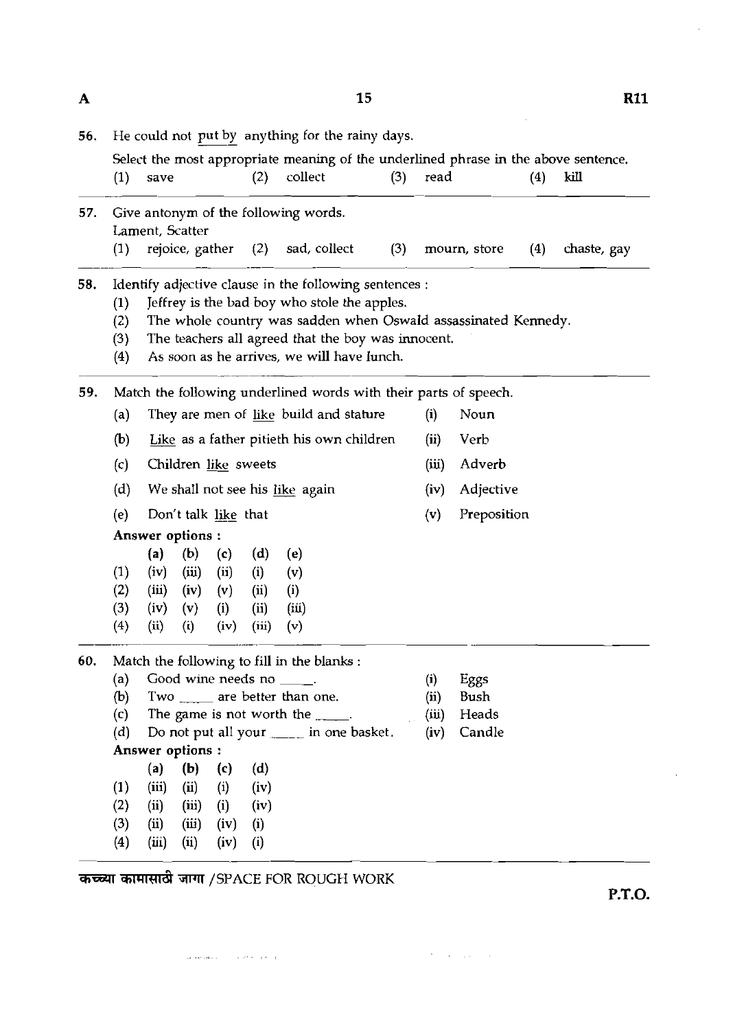56. He could not put by anything for the rainy days.

Select the most appropriate meaning of the underlined phrase in the above sentence.

(1) save (2) collect (3) read (4) kill

---

57. Give antonym of the following words.
Lament, Scatter

(1) rejoice, gather (2) sad, collect (3) mourn, store (4) chaste, gay

---

58. Identify adjective clause in the following sentences :

(1) Jeffrey is the bad boy who stole the apples.
(2) The whole country was sadden when Oswald assassinated Kennedy.
(3) The teachers all agreed that the boy was innocent.
(4) As soon as he arrives, we will have lunch.

---

59. Match the following underlined words with their parts of speech.

| | | | |
|---|---|---|---|
| (a) | They are men of like build and stature | (i) | Noun |
| (b) | Like as a father pitieth his own children | (ii) | Verb |
| (c) | Children like sweets | (iii) | Adverb |
| (d) | We shall not see his like again | (iv) | Adjective |
| (e) | Don't talk like that | (v) | Preposition |

**Answer options :**

| | (a) | (b) | (c) | (d) | (e) |
|---|---|---|---|---|---|
| (1) | (iv) | (iii) | (ii) | (i) | (v) |
| (2) | (iii) | (iv) | (v) | (ii) | (i) |
| (3) | (iv) | (v) | (i) | (ii) | (iii) |
| (4) | (ii) | (i) | (iv) | (iii) | (v) |

---

60. Match the following to fill in the blanks :

| | | | |
|---|---|---|---|
| (a) | Good wine needs no \_\_\_\_. | (i) | Eggs |
| (b) | Two \_\_\_\_ are better than one. | (ii) | Bush |
| (c) | The game is not worth the \_\_\_\_. | (iii) | Heads |
| (d) | Do not put all your \_\_\_\_ in one basket. | (iv) | Candle |

**Answer options :**

| | (a) | (b) | (c) | (d) |
|---|---|---|---|---|
| (1) | (iii) | (ii) | (i) | (iv) |
| (2) | (ii) | (iii) | (i) | (iv) |
| (3) | (ii) | (iii) | (iv) | (i) |
| (4) | (iii) | (ii) | (iv) | (i) |

कच्च्या कामासाठी जागा /SPACE FOR ROUGH WORK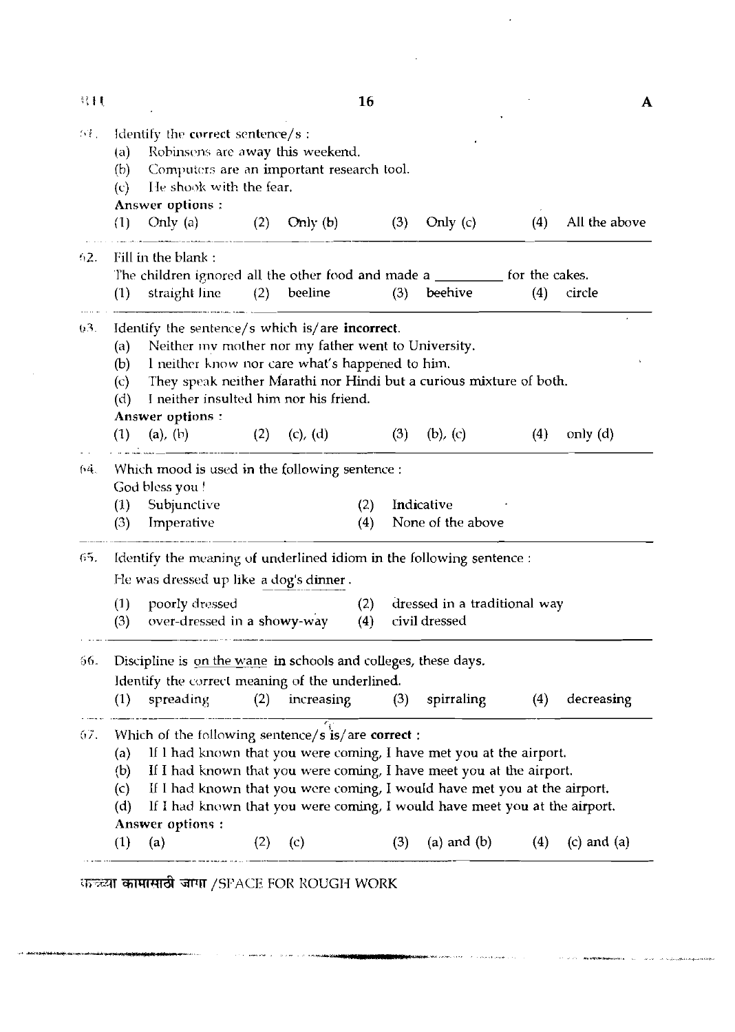61. Identify the **correct** sentence/s :

(a) Robinsons are away this weekend.

(b) Computers are an important research tool.

(c) He shook with the fear.

**Answer options :**

(1) Only (a) (2) Only (b) (3) Only (c) (4) All the above

62. Fill in the blank :

The children ignored all the other food and made a _________ for the cakes.

(1) straight line (2) beeline (3) beehive (4) circle

63. Identify the sentence/s which is/are **incorrect**.

(a) Neither my mother nor my father went to University.

(b) I neither know nor care what's happened to him.

(c) They speak neither Marathi nor Hindi but a curious mixture of both.

(d) I neither insulted him nor his friend.

**Answer options :**

(1) (a), (b) (2) (c), (d) (3) (b), (c) (4) only (d)

64. Which mood is used in the following sentence :

God bless you !

(1) Subjunctive (2) Indicative

(3) Imperative (4) None of the above

65. Identify the meaning of underlined idiom in the following sentence :

He was dressed up like a dog's dinner.

(1) poorly dressed (2) dressed in a traditional way

(3) over-dressed in a showy-way (4) civil dressed

66. Discipline is on the wane in schools and colleges, these days.

Identify the correct meaning of the underlined.

(1) spreading (2) increasing (3) spirraling (4) decreasing

67. Which of the following sentence/s is/are **correct** :

(a) If I had known that you were coming, I have met you at the airport.

(b) If I had known that you were coming, I have meet you at the airport.

(c) If I had known that you were coming, I would have met you at the airport.

(d) If I had known that you were coming, I would have meet you at the airport.

**Answer options :**

(1) (a) (2) (c) (3) (a) and (b) (4) (c) and (a)

कच्च्या कामासाठी जागा /SPACE FOR ROUGH WORK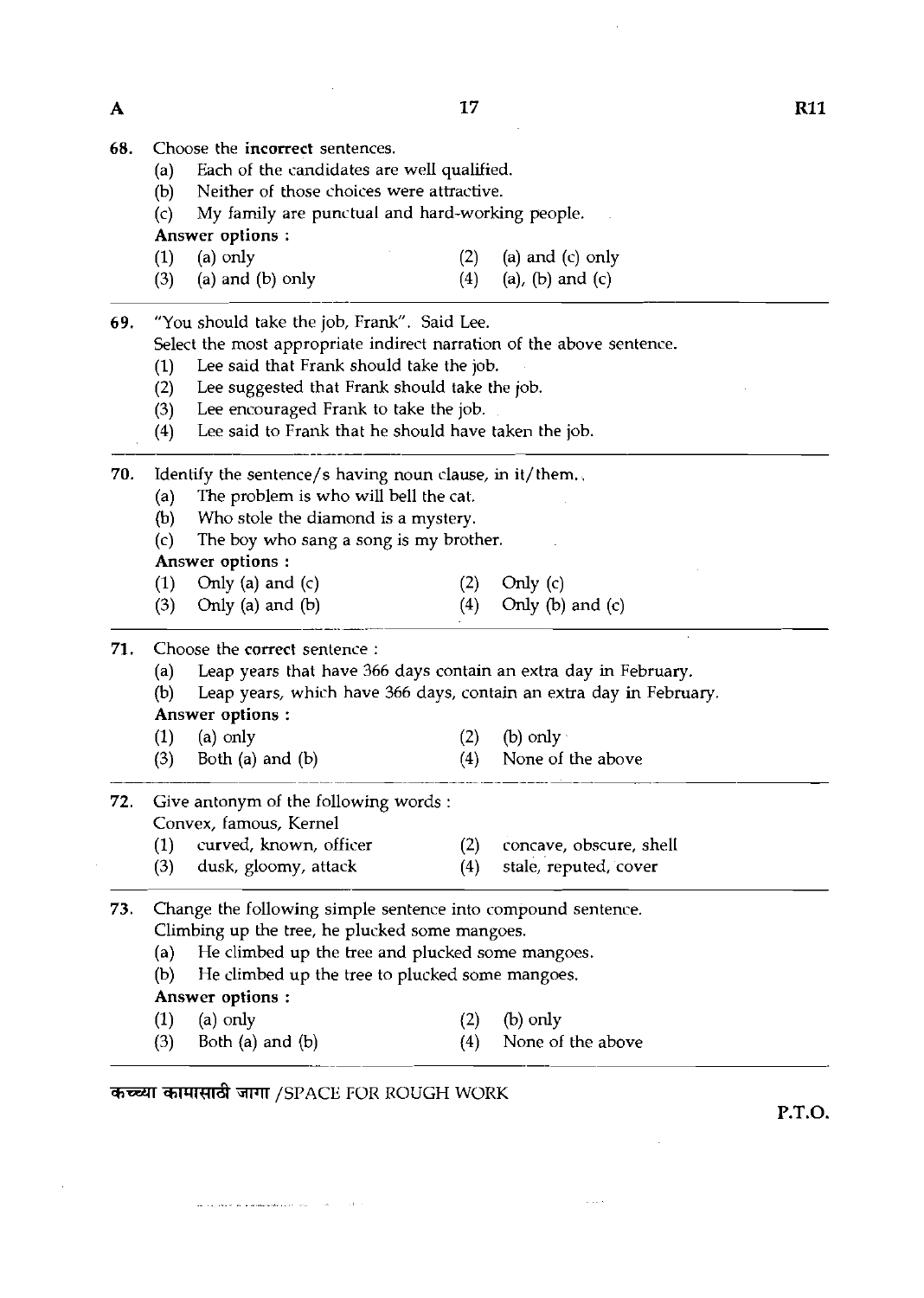68. Choose the **incorrect** sentences.

(a) Each of the candidates are well qualified.
(b) Neither of those choices were attractive.
(c) My family are punctual and hard-working people.

**Answer options :**

(1) (a) only
(2) (a) and (c) only
(3) (a) and (b) only
(4) (a), (b) and (c)

---

69. "You should take the job, Frank". Said Lee.
Select the most appropriate indirect narration of the above sentence.

(1) Lee said that Frank should take the job.
(2) Lee suggested that Frank should take the job.
(3) Lee encouraged Frank to take the job.
(4) Lee said to Frank that he should have taken the job.

---

70. Identify the sentence/s having noun clause, in it/them.

(a) The problem is who will bell the cat.
(b) Who stole the diamond is a mystery.
(c) The boy who sang a song is my brother.

**Answer options :**

(1) Only (a) and (c)
(2) Only (c)
(3) Only (a) and (b)
(4) Only (b) and (c)

---

71. Choose the **correct** sentence :

(a) Leap years that have 366 days contain an extra day in February.
(b) Leap years, which have 366 days, contain an extra day in February.

**Answer options :**

(1) (a) only
(2) (b) only
(3) Both (a) and (b)
(4) None of the above

---

72. Give antonym of the following words :
Convex, famous, Kernel

(1) curved, known, officer
(2) concave, obscure, shell
(3) dusk, gloomy, attack
(4) stale, reputed, cover

---

73. Change the following simple sentence into compound sentence.
Climbing up the tree, he plucked some mangoes.

(a) He climbed up the tree and plucked some mangoes.
(b) He climbed up the tree to plucked some mangoes.

**Answer options :**

(1) (a) only
(2) (b) only
(3) Both (a) and (b)
(4) None of the above

कच्च्या कामासाठी जागा /SPACE FOR ROUGH WORK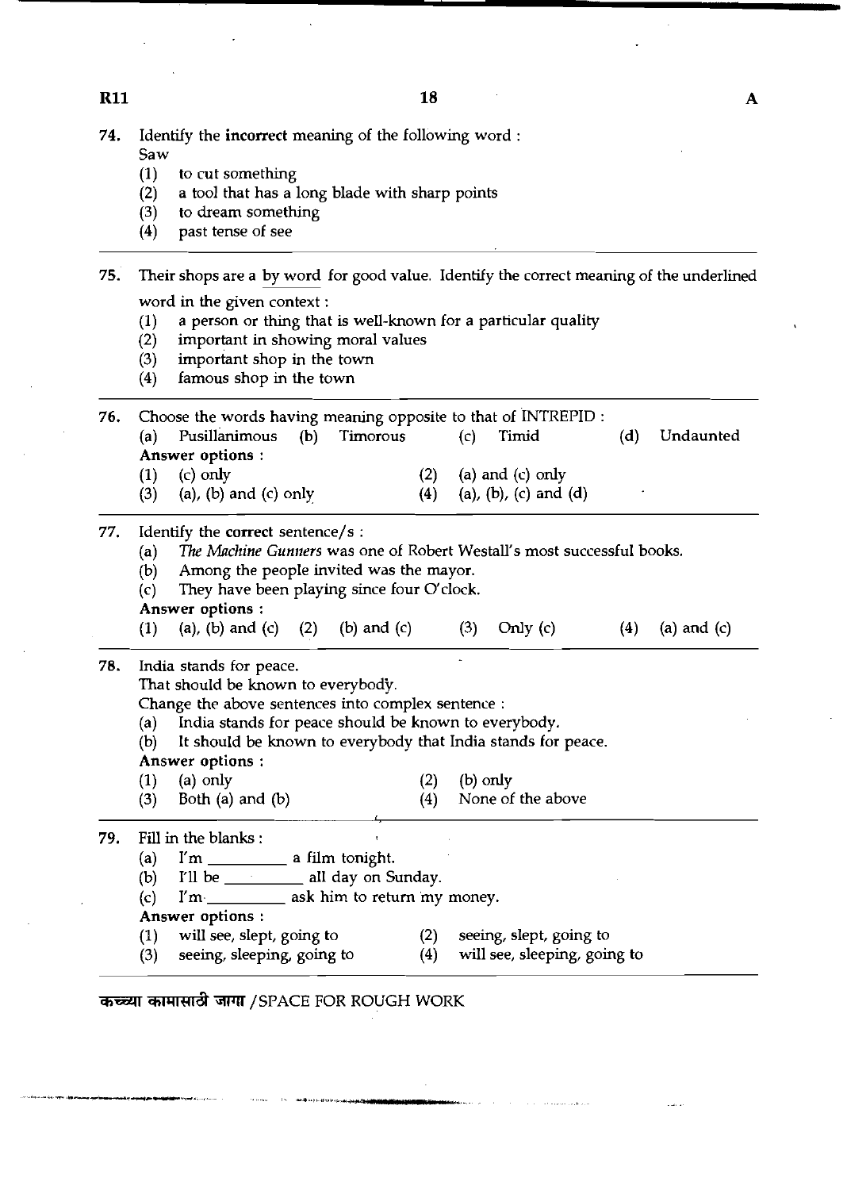74. Identify the **incorrect** meaning of the following word :
    Saw
    (1) to cut something
    (2) a tool that has a long blade with sharp points
    (3) to dream something
    (4) past tense of see

---

75. Their shops are a <u>by word</u> for good value. Identify the correct meaning of the underlined word in the given context :
    (1) a person or thing that is well-known for a particular quality
    (2) important in showing moral values
    (3) important shop in the town
    (4) famous shop in the town

---

76. Choose the words having meaning opposite to that of INTREPID :
    (a) Pusillanimous (b) Timorous (c) Timid (d) Undaunted
    **Answer options :**
    (1) (c) only
    (2) (a) and (c) only
    (3) (a), (b) and (c) only
    (4) (a), (b), (c) and (d)

---

77. Identify the **correct** sentence/s :
    (a) *The Machine Gunners* was one of Robert Westall's most successful books.
    (b) Among the people invited was the mayor.
    (c) They have been playing since four O'clock.
    **Answer options :**
    (1) (a), (b) and (c)
    (2) (b) and (c)
    (3) Only (c)
    (4) (a) and (c)

---

78. India stands for peace.
    That should be known to everybody.
    Change the above sentences into complex sentence :
    (a) India stands for peace should be known to everybody.
    (b) It should be known to everybody that India stands for peace.
    **Answer options :**
    (1) (a) only
    (2) (b) only
    (3) Both (a) and (b)
    (4) None of the above

---

79. Fill in the blanks :
    (a) I'm __________ a film tonight.
    (b) I'll be __________ all day on Sunday.
    (c) I'm __________ ask him to return my money.
    **Answer options :**
    (1) will see, slept, going to
    (2) seeing, slept, going to
    (3) seeing, sleeping, going to
    (4) will see, sleeping, going to

---

कच्च्या कामासाठी जागा / SPACE FOR ROUGH WORK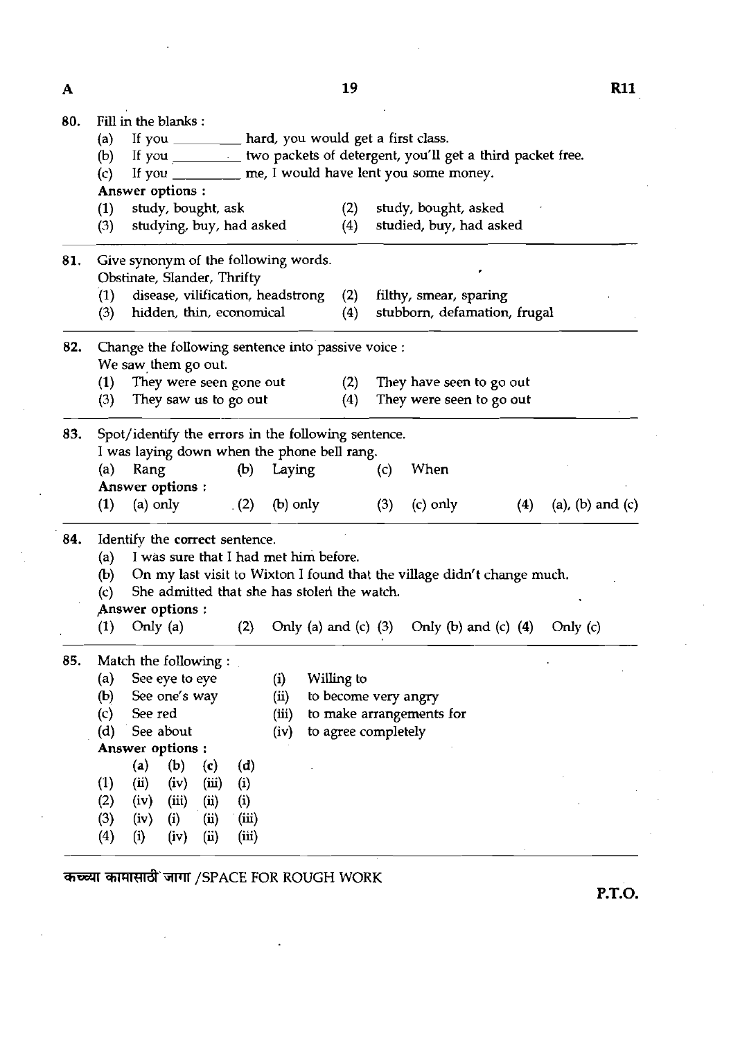80. Fill in the blanks :

(a) If you _________ hard, you would get a first class.

(b) If you _________ two packets of detergent, you'll get a third packet free.

(c) If you _________ me, I would have lent you some money.

**Answer options :**

(1) study, bought, ask
(2) study, bought, asked
(3) studying, buy, had asked
(4) studied, buy, had asked

---

81. Give synonym of the following words.

Obstinate, Slander, Thrifty

(1) disease, vilification, headstrong
(2) filthy, smear, sparing
(3) hidden, thin, economical
(4) stubborn, defamation, frugal

---

82. Change the following sentence into passive voice :

We saw them go out.

(1) They were seen gone out
(2) They have seen to go out
(3) They saw us to go out
(4) They were seen to go out

---

83. Spot/identify the errors in the following sentence.

I was laying down when the phone bell rang.

(a) Rang (b) Laying (c) When

**Answer options :**

(1) (a) only (2) (b) only (3) (c) only (4) (a), (b) and (c)

---

84. Identify the correct sentence.

(a) I was sure that I had met him before.

(b) On my last visit to Wixton I found that the village didn't change much.

(c) She admitted that she has stolen the watch.

**Answer options :**

(1) Only (a) (2) Only (a) and (c) (3) Only (b) and (c) (4) Only (c)

---

85. Match the following :

(a) See eye to eye — (i) Willing to

(b) See one's way — (ii) to become very angry

(c) See red — (iii) to make arrangements for

(d) See about — (iv) to agree completely

**Answer options :**

| | (a) | (b) | (c) | (d) |
|---|---|---|---|---|
| (1) | (ii) | (iv) | (iii) | (i) |
| (2) | (iv) | (iii) | (ii) | (i) |
| (3) | (iv) | (i) | (ii) | (iii) |
| (4) | (i) | (iv) | (ii) | (iii) |

कच्च्या कामासाठी जागा /SPACE FOR ROUGH WORK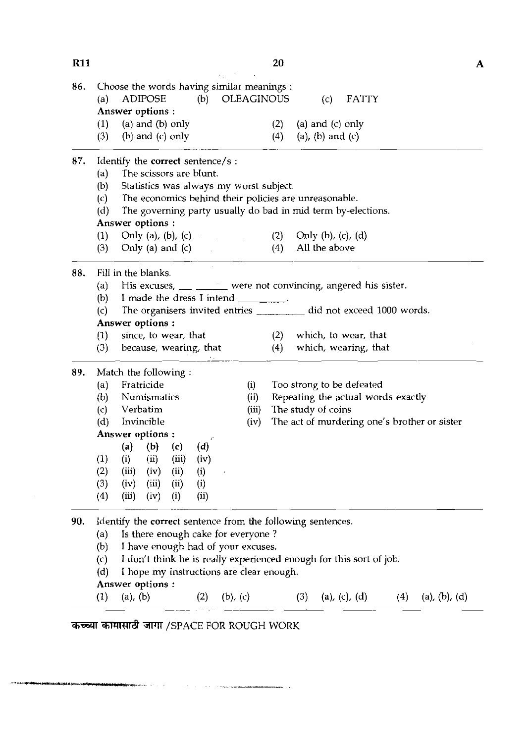86. Choose the words having similar meanings :

(a) ADIPOSE (b) OLEAGINOUS (c) FATTY

**Answer options :**

(1) (a) and (b) only
(2) (a) and (c) only
(3) (b) and (c) only
(4) (a), (b) and (c)

---

87. Identify the **correct** sentence/s :

(a) The scissors are blunt.
(b) Statistics was always my worst subject.
(c) The economics behind their policies are unreasonable.
(d) The governing party usually do bad in mid term by-elections.

**Answer options :**

(1) Only (a), (b), (c)
(2) Only (b), (c), (d)
(3) Only (a) and (c)
(4) All the above

---

88. Fill in the blanks.

(a) His excuses, ________ were not convincing, angered his sister.
(b) I made the dress I intend ________.
(c) The organisers invited entries ________ did not exceed 1000 words.

**Answer options :**

(1) since, to wear, that
(2) which, to wear, that
(3) because, wearing, that
(4) which, wearing, that

---

89. Match the following :

(a) Fratricide — (i) Too strong to be defeated
(b) Numismatics — (ii) Repeating the actual words exactly
(c) Verbatim — (iii) The study of coins
(d) Invincible — (iv) The act of murdering one's brother or sister

**Answer options :**

| | (a) | (b) | (c) | (d) |
|---|---|---|---|---|
| (1) | (i) | (ii) | (iii) | (iv) |
| (2) | (iii) | (iv) | (ii) | (i) |
| (3) | (iv) | (iii) | (ii) | (i) |
| (4) | (iii) | (iv) | (i) | (ii) |

---

90. Identify the **correct** sentence from the following sentences.

(a) Is there enough cake for everyone ?
(b) I have enough had of your excuses.
(c) I don't think he is really experienced enough for this sort of job.
(d) I hope my instructions are clear enough.

**Answer options :**

(1) (a), (b)
(2) (b), (c)
(3) (a), (c), (d)
(4) (a), (b), (d)

कच्च्या कामासाठी जागा /SPACE FOR ROUGH WORK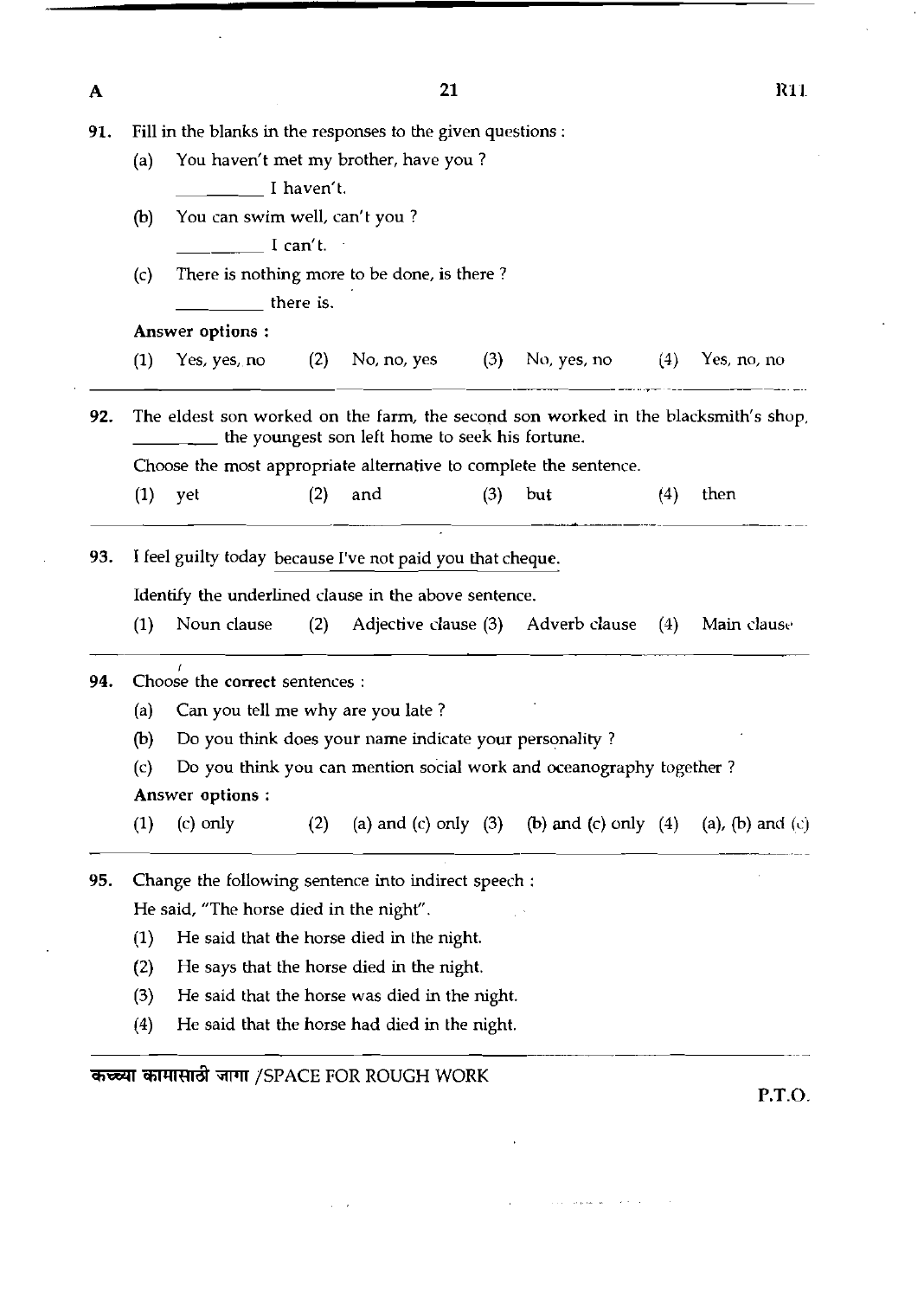91. Fill in the blanks in the responses to the given questions :

(a) You haven't met my brother, have you ?

_________ I haven't.

(b) You can swim well, can't you ?

_________ I can't.

(c) There is nothing more to be done, is there ?

_________ there is.

**Answer options :**

(1) Yes, yes, no (2) No, no, yes (3) No, yes, no (4) Yes, no, no

---

92. The eldest son worked on the farm, the second son worked in the blacksmith's shop, _________ the youngest son left home to seek his fortune.

Choose the most appropriate alternative to complete the sentence.

(1) yet (2) and (3) but (4) then

---

93. I feel guilty today because I've not paid you that cheque.

Identify the underlined clause in the above sentence.

(1) Noun clause (2) Adjective clause (3) Adverb clause (4) Main clause

---

94. Choose the **correct** sentences :

(a) Can you tell me why are you late ?

(b) Do you think does your name indicate your personality ?

(c) Do you think you can mention social work and oceanography together ?

**Answer options :**

(1) (c) only (2) (a) and (c) only (3) (b) and (c) only (4) (a), (b) and (c)

---

95. Change the following sentence into indirect speech :

He said, "The horse died in the night".

(1) He said that the horse died in the night.

(2) He says that the horse died in the night.

(3) He said that the horse was died in the night.

(4) He said that the horse had died in the night.

कच्च्या कामासाठी जागा /SPACE FOR ROUGH WORK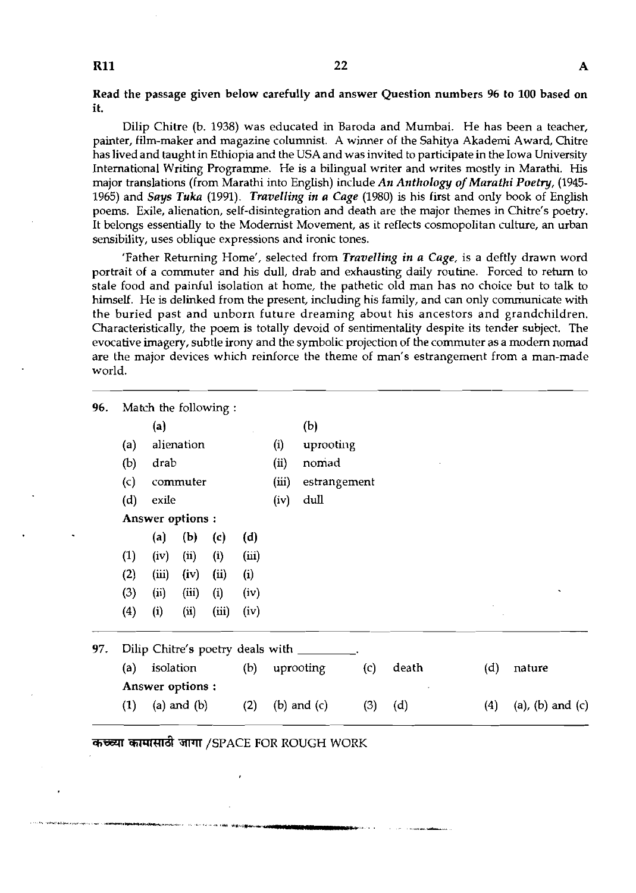**Read the passage given below carefully and answer Question numbers 96 to 100 based on it.**

Dilip Chitre (b. 1938) was educated in Baroda and Mumbai. He has been a teacher, painter, film-maker and magazine columnist. A winner of the Sahitya Akademi Award, Chitre has lived and taught in Ethiopia and the USA and was invited to participate in the Iowa University International Writing Programme. He is a bilingual writer and writes mostly in Marathi. His major translations (from Marathi into English) include *An Anthology of Marathi Poetry*, (1945-1965) and *Says Tuka* (1991). *Travelling in a Cage* (1980) is his first and only book of English poems. Exile, alienation, self-disintegration and death are the major themes in Chitre's poetry. It belongs essentially to the Modernist Movement, as it reflects cosmopolitan culture, an urban sensibility, uses oblique expressions and ironic tones.

'Father Returning Home', selected from *Travelling in a Cage*, is a deftly drawn word portrait of a commuter and his dull, drab and exhausting daily routine. Forced to return to stale food and painful isolation at home, the pathetic old man has no choice but to talk to himself. He is delinked from the present, including his family, and can only communicate with the buried past and unborn future dreaming about his ancestors and grandchildren. Characteristically, the poem is totally devoid of sentimentality despite its tender subject. The evocative imagery, subtle irony and the symbolic projection of the commuter as a modern nomad are the major devices which reinforce the theme of man's estrangement from a man-made world.

---

96. Match the following :

| | (a) | | (b) |
|---|---|---|---|
| (a) | alienation | (i) | uprooting |
| (b) | drab | (ii) | nomad |
| (c) | commuter | (iii) | estrangement |
| (d) | exile | (iv) | dull |

**Answer options :**

| | (a) | (b) | (c) | (d) |
|---|---|---|---|---|
| (1) | (iv) | (ii) | (i) | (iii) |
| (2) | (iii) | (iv) | (ii) | (i) |
| (3) | (ii) | (iii) | (i) | (iv) |
| (4) | (i) | (ii) | (iii) | (iv) |

---

97. Dilip Chitre's poetry deals with _________.

(a) isolation (b) uprooting (c) death (d) nature

**Answer options :**

(1) (a) and (b) (2) (b) and (c) (3) (d) (4) (a), (b) and (c)

---

कच्च्या कामासाठी जागा /SPACE FOR ROUGH WORK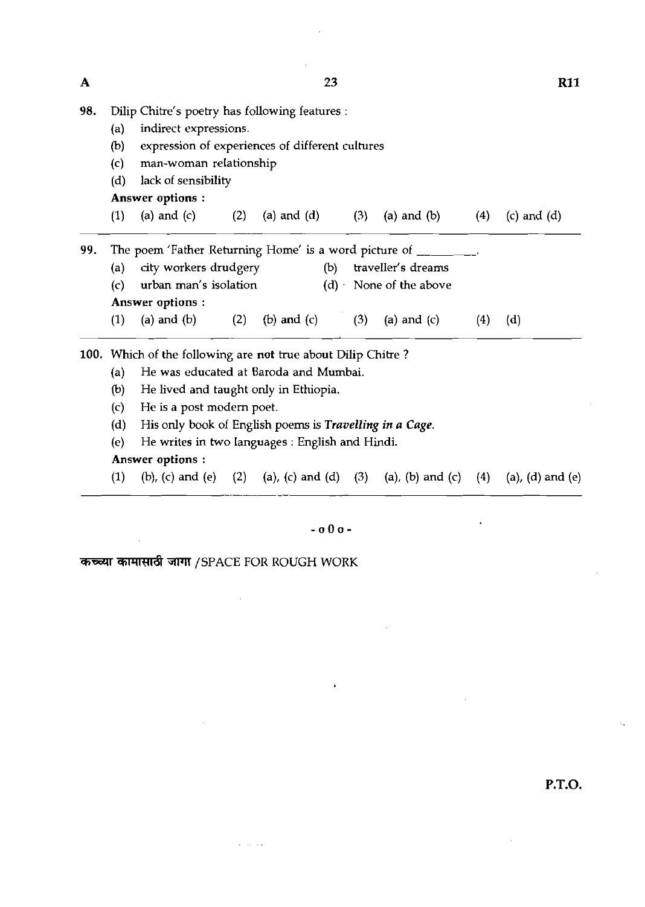98. Dilip Chitre's poetry has following features :

(a) indirect expressions.

(b) expression of experiences of different cultures

(c) man-woman relationship

(d) lack of sensibility

**Answer options :**

(1) (a) and (c) (2) (a) and (d) (3) (a) and (b) (4) (c) and (d)

---

99. The poem 'Father Returning Home' is a word picture of ________.

(a) city workers drudgery (b) traveller's dreams

(c) urban man's isolation (d) None of the above

**Answer options :**

(1) (a) and (b) (2) (b) and (c) (3) (a) and (c) (4) (d)

---

100. Which of the following are **not** true about Dilip Chitre ?

(a) He was educated at Baroda and Mumbai.

(b) He lived and taught only in Ethiopia.

(c) He is a post modern poet.

(d) His only book of English poems is ***Travelling in a Cage.***

(e) He writes in two languages : English and Hindi.

**Answer options :**

(1) (b), (c) and (e) (2) (a), (c) and (d) (3) (a), (b) and (c) (4) (a), (d) and (e)

---

- o 0 o -

**कच्च्या कामासाठी जागा** /SPACE FOR ROUGH WORK

P.T.O.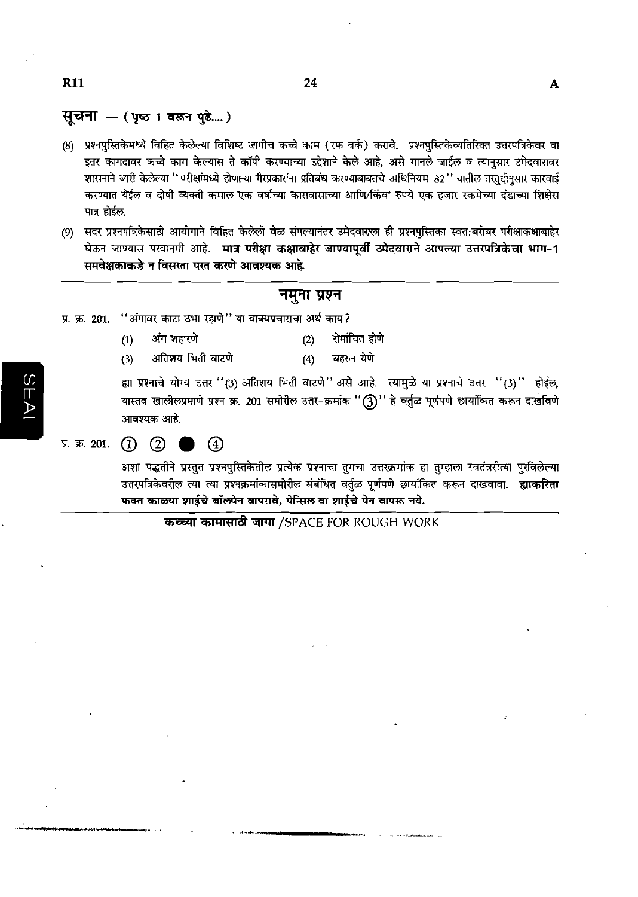## सूचना — (पृष्ठ 1 वरून पुढे....)

(8) प्रश्नपुस्तिकेमध्ये विहित केलेल्या विशिष्ट जागीच कच्चे काम (रफ वर्क) करावे. प्रश्नपुस्तिकेव्यतिरिक्त उत्तरपत्रिकेवर वा इतर कागदावर कच्चे काम केल्यास ते कॉपी करण्याच्या उद्देशाने केले आहे, असे मानले जाईल व त्यानुसार उमेदवारावर शासनाने जारी केलेल्या "परीक्षांमध्ये होणाऱ्या गैरप्रकारांना प्रतिबंध करण्याबाबतचे अधिनियम-82" यातील तरतुदीनुसार कारवाई करण्यात येईल व दोषी व्यक्ती कमाल एक वर्षाच्या कारावासाच्या आणि/किंवा रुपये एक हजार रकमेच्या दंडाच्या शिक्षेस पात्र होईल.

(9) सदर प्रश्नपत्रिकेसाठी आयोगाने विहित केलेली वेळ संपल्यानंतर उमेदवाराला ही प्रश्नपुस्तिका स्वत:बरोबर परीक्षाकक्षाबाहेर घेऊन जाण्यास परवानगी आहे. **मात्र परीक्षा कक्षाबाहेर जाण्यापूर्वी उमेदवाराने आपल्या उत्तरपत्रिकेचा भाग-1 समवेक्षकाकडे न विसरता परत करणे आवश्यक आहे.**

## नमुना प्रश्न

प्र. क्र. 201. "अंगावर काटा उभा रहाणे" या वाक्यप्रचाराचा अर्थ काय?

(1) अंग शहारणे (2) रोमांचित होणे

(3) अतिशय भिती वाटणे (4) बहरुन येणे

ह्या प्रश्नाचे योग्य उत्तर "(3) अतिशय भिती वाटणे" असे आहे. त्यामुळे या प्रश्नाचे उत्तर "(3)" होईल, यास्तव खालीलप्रमाणे प्रश्न क्र. 201 समोरील उत्तर-क्रमांक "③" हे वर्तुळ पूर्णपणे छायांकित करून दाखविणे आवश्यक आहे.

प्र. क्र. 201. ① ② ● ④

अशा पद्धतीने प्रस्तुत प्रश्नपुस्तिकेतील प्रत्येक प्रश्नाचा तुमचा उत्तरक्रमांक हा तुम्हाला स्वतंत्ररीत्या पुरविलेल्या उत्तरपत्रिकेवरील त्या त्या प्रश्नक्रमांकासमोरील संबंधित वर्तुळ पूर्णपणे छायांकित करून दाखवावा. **ह्याकरिता फक्त काळ्या शाईचे बॉलपेन वापरावे, पेन्सिल वा शाईचे पेन वापरू नये.**

**कच्च्या कामासाठी जागा /SPACE FOR ROUGH WORK**